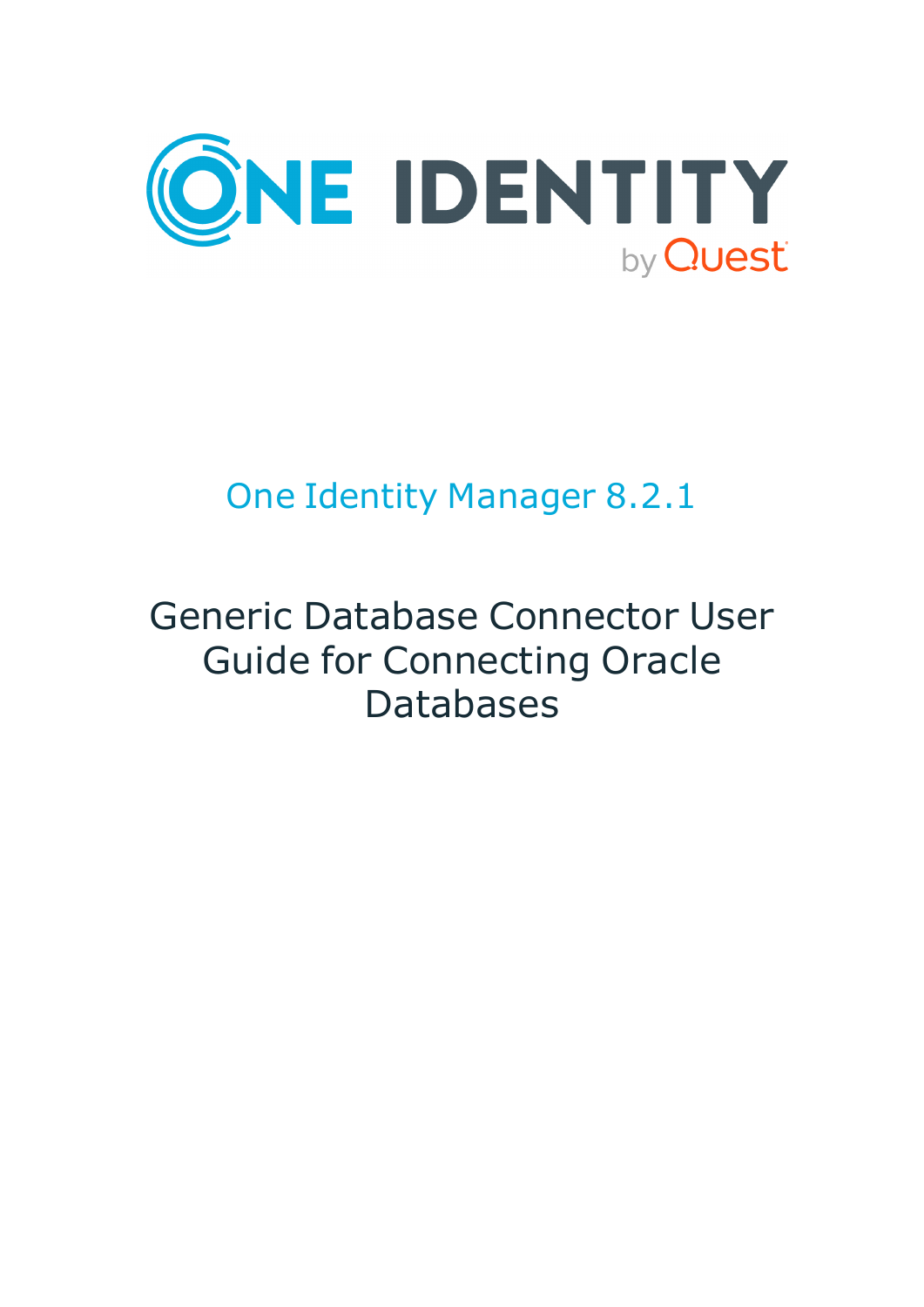ONE IDENTITY by Quest

# One Identity Manager 8.2.1

# Generic Database Connector User Guide for Connecting Oracle Databases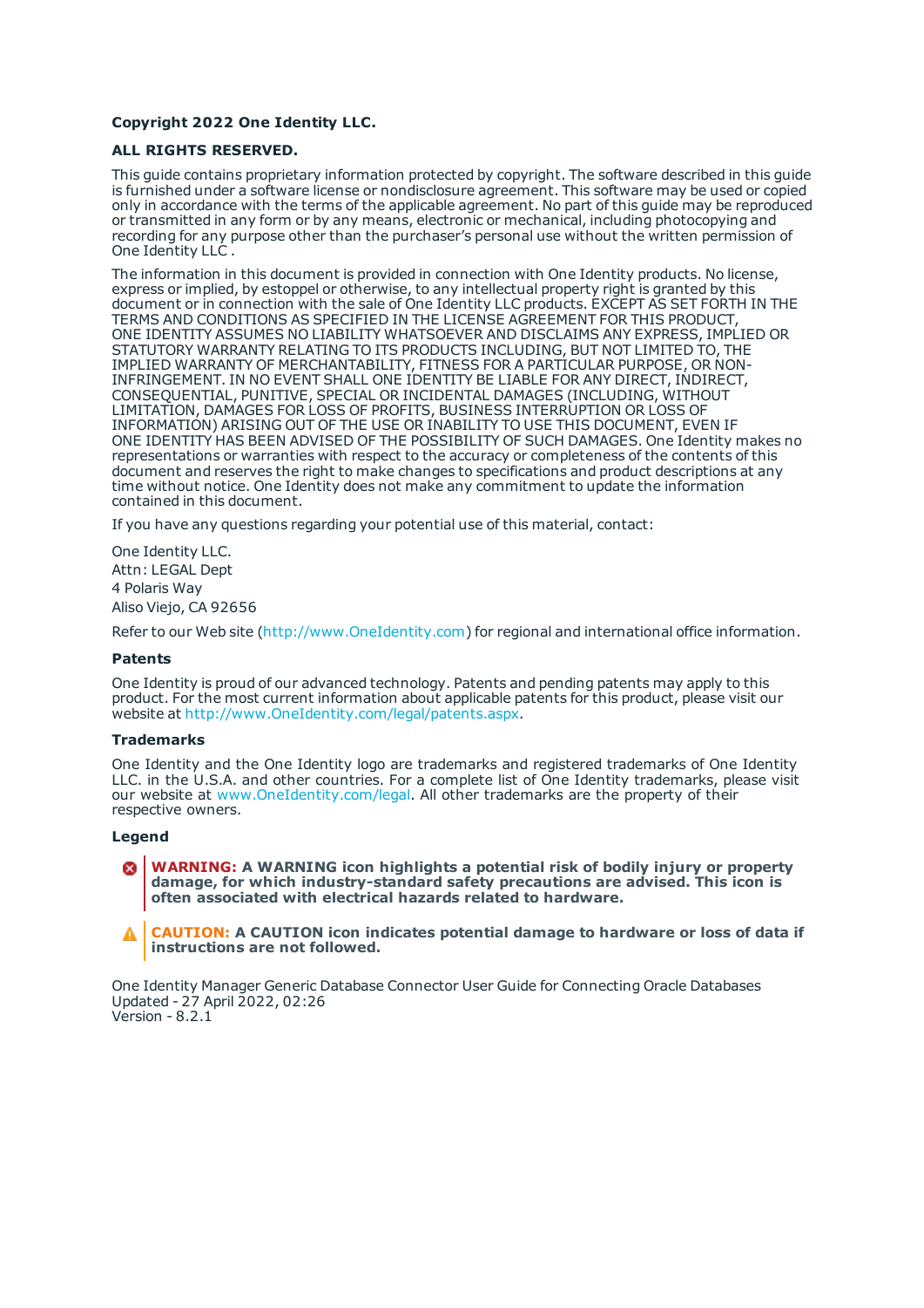**Copyright 2022 One Identity LLC.**

**ALL RIGHTS RESERVED.**

This guide contains proprietary information protected by copyright. The software described in this guide is furnished under a software license or nondisclosure agreement. This software may be used or copied only in accordance with the terms of the applicable agreement. No part of this guide may be reproduced or transmitted in any form or by any means, electronic or mechanical, including photocopying and recording for any purpose other than the purchaser's personal use without the written permission of One Identity LLC .

The information in this document is provided in connection with One Identity products. No license, express or implied, by estoppel or otherwise, to any intellectual property right is granted by this document or in connection with the sale of One Identity LLC products. EXCEPT AS SET FORTH IN THE TERMS AND CONDITIONS AS SPECIFIED IN THE LICENSE AGREEMENT FOR THIS PRODUCT, ONE IDENTITY ASSUMES NO LIABILITY WHATSOEVER AND DISCLAIMS ANY EXPRESS, IMPLIED OR STATUTORY WARRANTY RELATING TO ITS PRODUCTS INCLUDING, BUT NOT LIMITED TO, THE IMPLIED WARRANTY OF MERCHANTABILITY, FITNESS FOR A PARTICULAR PURPOSE, OR NON-INFRINGEMENT. IN NO EVENT SHALL ONE IDENTITY BE LIABLE FOR ANY DIRECT, INDIRECT, CONSEQUENTIAL, PUNITIVE, SPECIAL OR INCIDENTAL DAMAGES (INCLUDING, WITHOUT LIMITATION, DAMAGES FOR LOSS OF PROFITS, BUSINESS INTERRUPTION OR LOSS OF INFORMATION) ARISING OUT OF THE USE OR INABILITY TO USE THIS DOCUMENT, EVEN IF ONE IDENTITY HAS BEEN ADVISED OF THE POSSIBILITY OF SUCH DAMAGES. One Identity makes no representations or warranties with respect to the accuracy or completeness of the contents of this document and reserves the right to make changes to specifications and product descriptions at any time without notice. One Identity does not make any commitment to update the information contained in this document.

If you have any questions regarding your potential use of this material, contact:

One Identity LLC.
Attn: LEGAL Dept
4 Polaris Way
Aliso Viejo, CA 92656

Refer to our Web site (http://www.OneIdentity.com) for regional and international office information.

**Patents**

One Identity is proud of our advanced technology. Patents and pending patents may apply to this product. For the most current information about applicable patents for this product, please visit our website at http://www.OneIdentity.com/legal/patents.aspx.

**Trademarks**

One Identity and the One Identity logo are trademarks and registered trademarks of One Identity LLC. in the U.S.A. and other countries. For a complete list of One Identity trademarks, please visit our website at www.OneIdentity.com/legal. All other trademarks are the property of their respective owners.

**Legend**

**WARNING: A WARNING icon highlights a potential risk of bodily injury or property damage, for which industry-standard safety precautions are advised. This icon is often associated with electrical hazards related to hardware.**

**CAUTION: A CAUTION icon indicates potential damage to hardware or loss of data if instructions are not followed.**

One Identity Manager Generic Database Connector User Guide for Connecting Oracle Databases
Updated - 27 April 2022, 02:26
Version - 8.2.1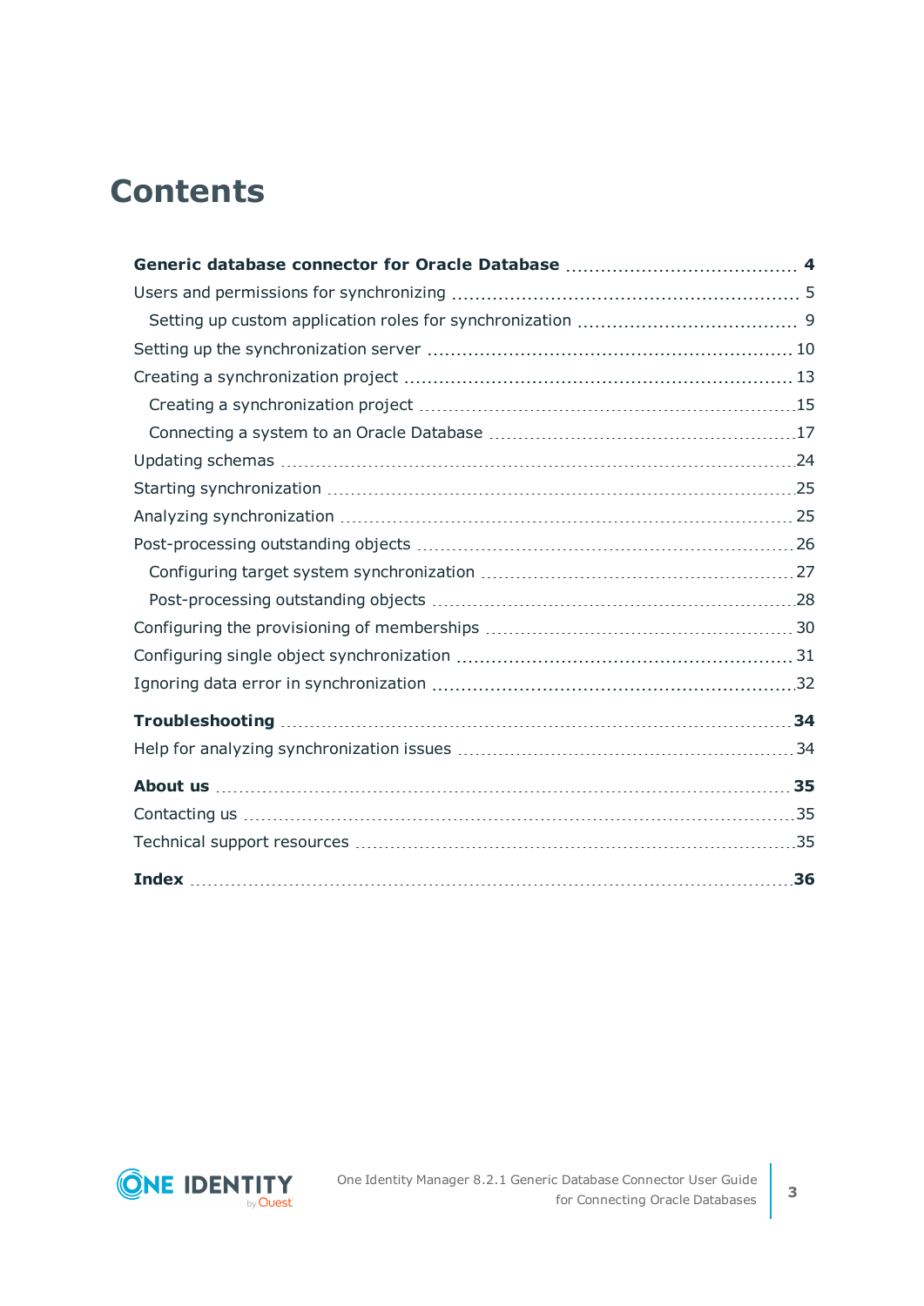# Contents

**Generic database connector for Oracle Database** 4

Users and permissions for synchronizing 5

Setting up custom application roles for synchronization 9

Setting up the synchronization server 10

Creating a synchronization project 13

Creating a synchronization project 15

Connecting a system to an Oracle Database 17

Updating schemas 24

Starting synchronization 25

Analyzing synchronization 25

Post-processing outstanding objects 26

Configuring target system synchronization 27

Post-processing outstanding objects 28

Configuring the provisioning of memberships 30

Configuring single object synchronization 31

Ignoring data error in synchronization 32

**Troubleshooting** 34

Help for analyzing synchronization issues 34

**About us** 35

Contacting us 35

Technical support resources 35

**Index** 36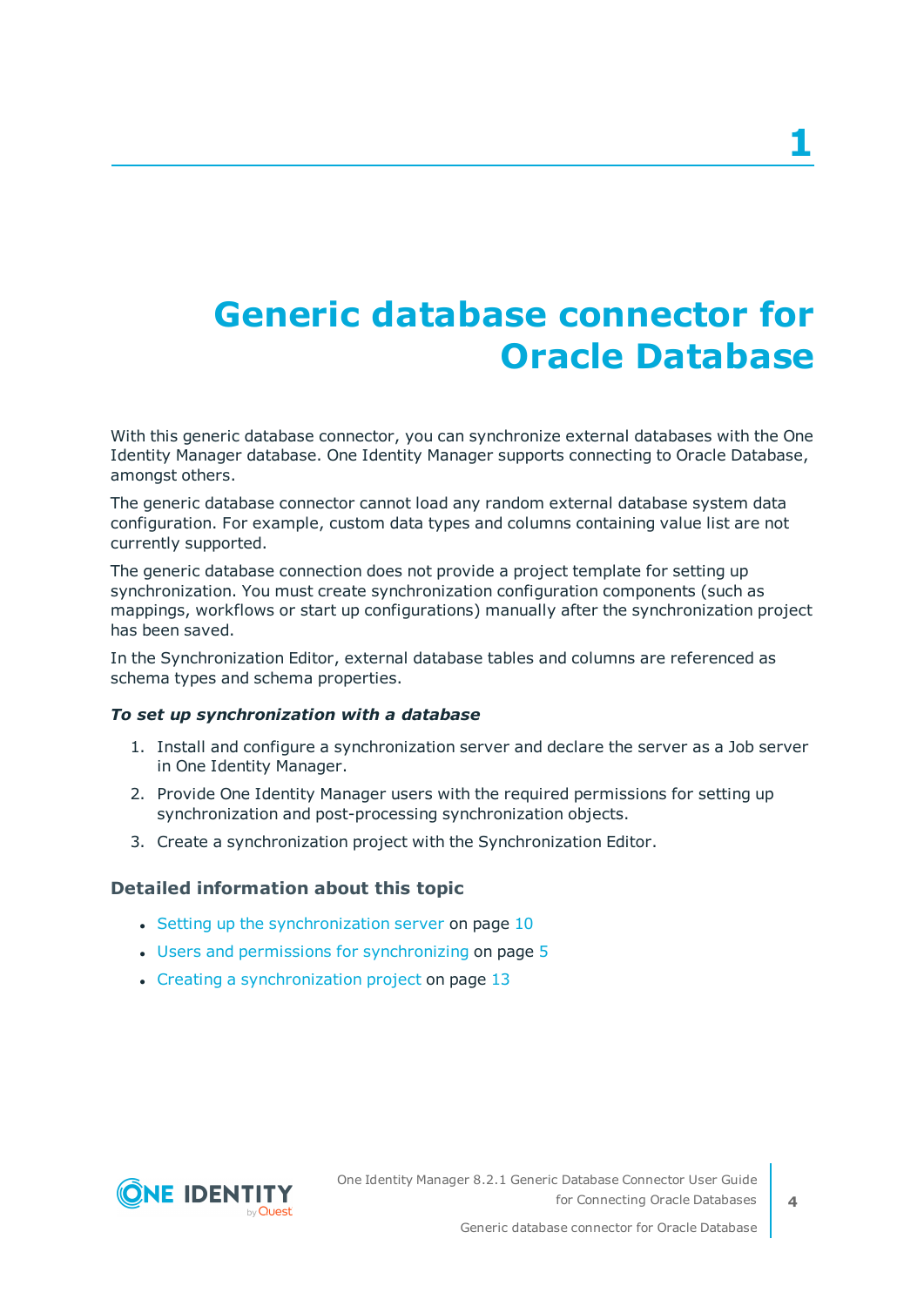# 1 Generic database connector for Oracle Database

With this generic database connector, you can synchronize external databases with the One Identity Manager database. One Identity Manager supports connecting to Oracle Database, amongst others.

The generic database connector cannot load any random external database system data configuration. For example, custom data types and columns containing value list are not currently supported.

The generic database connection does not provide a project template for setting up synchronization. You must create synchronization configuration components (such as mappings, workflows or start up configurations) manually after the synchronization project has been saved.

In the Synchronization Editor, external database tables and columns are referenced as schema types and schema properties.

***To set up synchronization with a database***

1. Install and configure a synchronization server and declare the server as a Job server in One Identity Manager.
2. Provide One Identity Manager users with the required permissions for setting up synchronization and post-processing synchronization objects.
3. Create a synchronization project with the Synchronization Editor.

### Detailed information about this topic

- Setting up the synchronization server on page 10
- Users and permissions for synchronizing on page 5
- Creating a synchronization project on page 13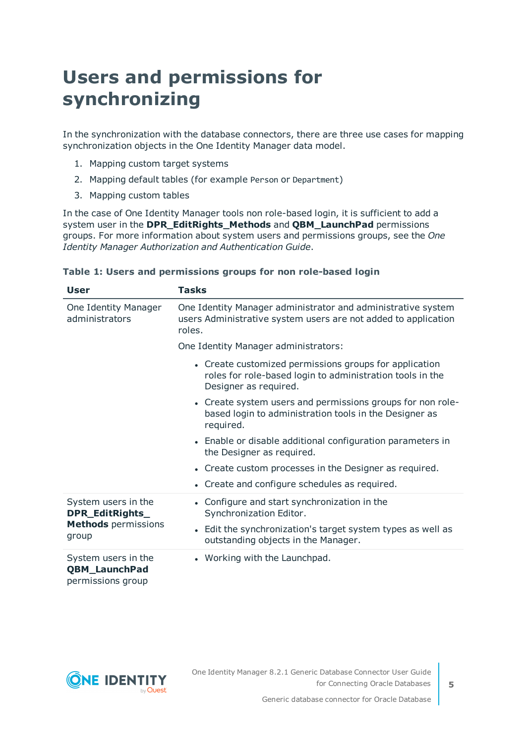# Users and permissions for synchronizing

In the synchronization with the database connectors, there are three use cases for mapping synchronization objects in the One Identity Manager data model.

1. Mapping custom target systems
2. Mapping default tables (for example `Person` or `Department`)
3. Mapping custom tables

In the case of One Identity Manager tools non role-based login, it is sufficient to add a system user in the **DPR_EditRights_Methods** and **QBM_LaunchPad** permissions groups. For more information about system users and permissions groups, see the *One Identity Manager Authorization and Authentication Guide*.

**Table 1: Users and permissions groups for non role-based login**

| User | Tasks |
|---|---|
| One Identity Manager administrators | One Identity Manager administrator and administrative system users Administrative system users are not added to application roles.<br><br>One Identity Manager administrators:<br><br>• Create customized permissions groups for application roles for role-based login to administration tools in the Designer as required.<br>• Create system users and permissions groups for non role-based login to administration tools in the Designer as required.<br>• Enable or disable additional configuration parameters in the Designer as required.<br>• Create custom processes in the Designer as required.<br>• Create and configure schedules as required. |
| System users in the **DPR_EditRights_Methods** permissions group | • Configure and start synchronization in the Synchronization Editor.<br>• Edit the synchronization's target system types as well as outstanding objects in the Manager. |
| System users in the **QBM_LaunchPad** permissions group | • Working with the Launchpad. |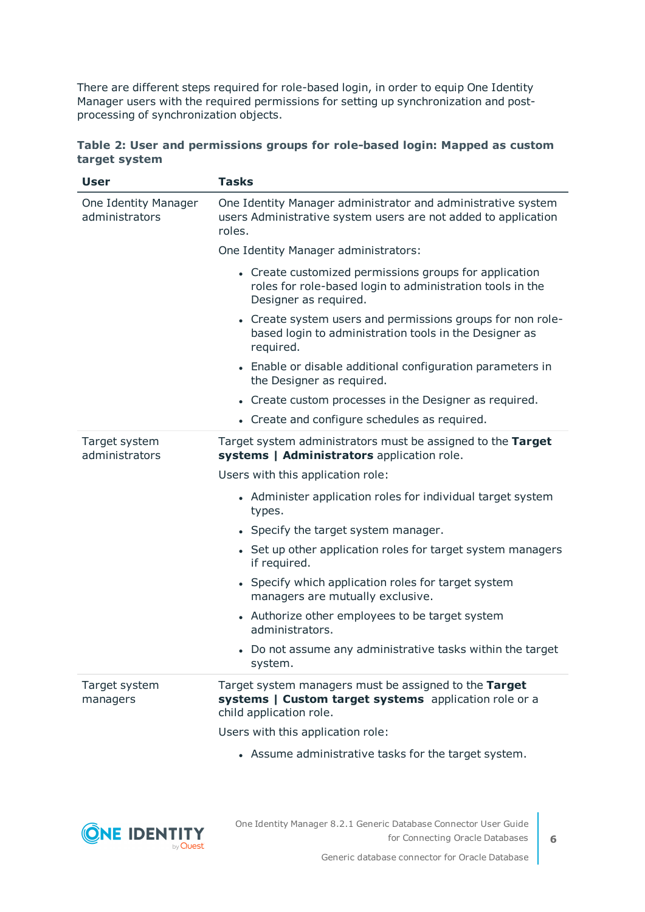There are different steps required for role-based login, in order to equip One Identity Manager users with the required permissions for setting up synchronization and post-processing of synchronization objects.

**Table 2: User and permissions groups for role-based login: Mapped as custom target system**

| User | Tasks |
|---|---|
| One Identity Manager administrators | One Identity Manager administrator and administrative system users Administrative system users are not added to application roles.<br><br>One Identity Manager administrators:<br><br>• Create customized permissions groups for application roles for role-based login to administration tools in the Designer as required.<br>• Create system users and permissions groups for non role-based login to administration tools in the Designer as required.<br>• Enable or disable additional configuration parameters in the Designer as required.<br>• Create custom processes in the Designer as required.<br>• Create and configure schedules as required. |
| Target system administrators | Target system administrators must be assigned to the **Target systems \| Administrators** application role.<br><br>Users with this application role:<br><br>• Administer application roles for individual target system types.<br>• Specify the target system manager.<br>• Set up other application roles for target system managers if required.<br>• Specify which application roles for target system managers are mutually exclusive.<br>• Authorize other employees to be target system administrators.<br>• Do not assume any administrative tasks within the target system. |
| Target system managers | Target system managers must be assigned to the **Target systems \| Custom target systems** application role or a child application role.<br><br>Users with this application role:<br><br>• Assume administrative tasks for the target system. |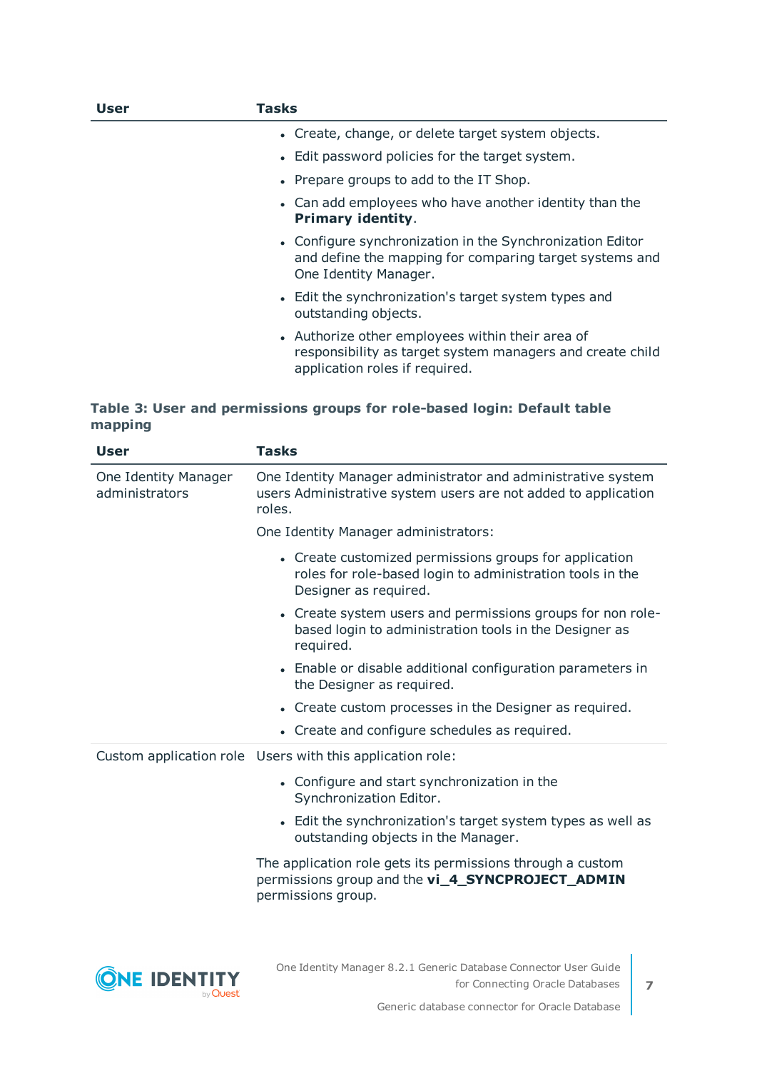| User | Tasks |
|---|---|
| | • Create, change, or delete target system objects.<br>• Edit password policies for the target system.<br>• Prepare groups to add to the IT Shop.<br>• Can add employees who have another identity than the **Primary identity**.<br>• Configure synchronization in the Synchronization Editor and define the mapping for comparing target systems and One Identity Manager.<br>• Edit the synchronization's target system types and outstanding objects.<br>• Authorize other employees within their area of responsibility as target system managers and create child application roles if required. |

**Table 3: User and permissions groups for role-based login: Default table mapping**

| User | Tasks |
|---|---|
| One Identity Manager administrators | One Identity Manager administrator and administrative system users Administrative system users are not added to application roles.<br><br>One Identity Manager administrators:<br><br>• Create customized permissions groups for application roles for role-based login to administration tools in the Designer as required.<br>• Create system users and permissions groups for non role-based login to administration tools in the Designer as required.<br>• Enable or disable additional configuration parameters in the Designer as required.<br>• Create custom processes in the Designer as required.<br>• Create and configure schedules as required. |
| Custom application role | Users with this application role:<br><br>• Configure and start synchronization in the Synchronization Editor.<br>• Edit the synchronization's target system types as well as outstanding objects in the Manager.<br><br>The application role gets its permissions through a custom permissions group and the **vi_4_SYNCPROJECT_ADMIN** permissions group. |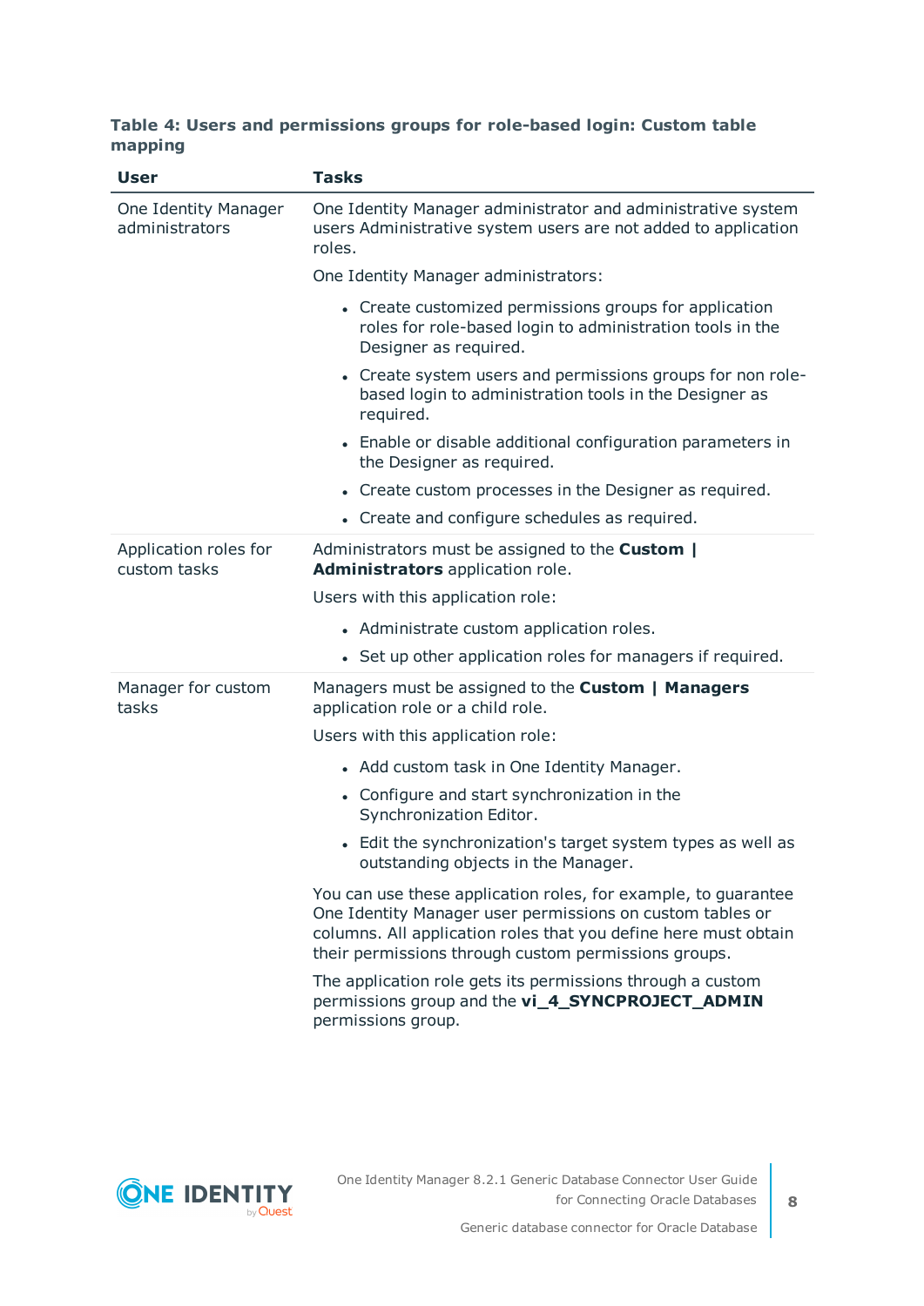**Table 4: Users and permissions groups for role-based login: Custom table mapping**

| User | Tasks |
|---|---|
| One Identity Manager administrators | One Identity Manager administrator and administrative system users Administrative system users are not added to application roles.<br><br>One Identity Manager administrators:<br><br>• Create customized permissions groups for application roles for role-based login to administration tools in the Designer as required.<br>• Create system users and permissions groups for non role-based login to administration tools in the Designer as required.<br>• Enable or disable additional configuration parameters in the Designer as required.<br>• Create custom processes in the Designer as required.<br>• Create and configure schedules as required. |
| Application roles for custom tasks | Administrators must be assigned to the **Custom \| Administrators** application role.<br><br>Users with this application role:<br><br>• Administrate custom application roles.<br>• Set up other application roles for managers if required. |
| Manager for custom tasks | Managers must be assigned to the **Custom \| Managers** application role or a child role.<br><br>Users with this application role:<br><br>• Add custom task in One Identity Manager.<br>• Configure and start synchronization in the Synchronization Editor.<br>• Edit the synchronization's target system types as well as outstanding objects in the Manager.<br><br>You can use these application roles, for example, to guarantee One Identity Manager user permissions on custom tables or columns. All application roles that you define here must obtain their permissions through custom permissions groups.<br><br>The application role gets its permissions through a custom permissions group and the **vi_4_SYNCPROJECT_ADMIN** permissions group. |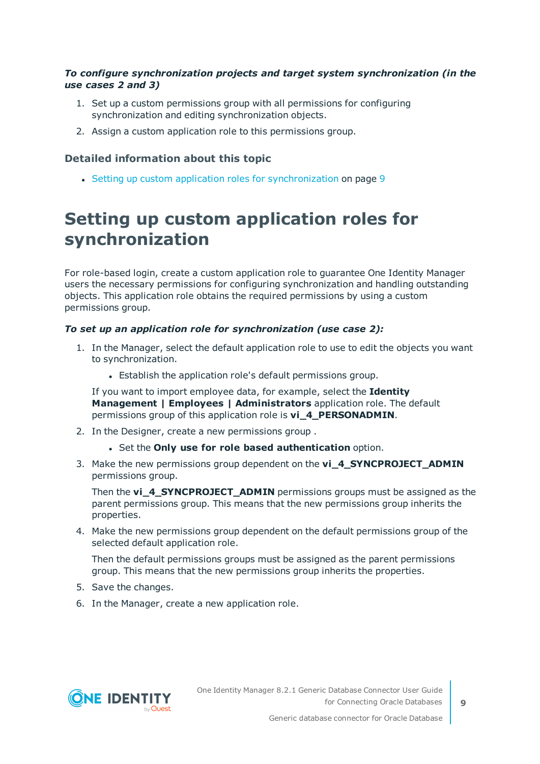***To configure synchronization projects and target system synchronization (in the use cases 2 and 3)***

1. Set up a custom permissions group with all permissions for configuring synchronization and editing synchronization objects.
2. Assign a custom application role to this permissions group.

### Detailed information about this topic

- Setting up custom application roles for synchronization on page 9

# Setting up custom application roles for synchronization

For role-based login, create a custom application role to guarantee One Identity Manager users the necessary permissions for configuring synchronization and handling outstanding objects. This application role obtains the required permissions by using a custom permissions group.

***To set up an application role for synchronization (use case 2):***

1. In the Manager, select the default application role to use to edit the objects you want to synchronization.
   - Establish the application role's default permissions group.

   If you want to import employee data, for example, select the **Identity Management | Employees | Administrators** application role. The default permissions group of this application role is **vi_4_PERSONADMIN**.
2. In the Designer, create a new permissions group .
   - Set the **Only use for role based authentication** option.
3. Make the new permissions group dependent on the **vi_4_SYNCPROJECT_ADMIN** permissions group.

   Then the **vi_4_SYNCPROJECT_ADMIN** permissions groups must be assigned as the parent permissions group. This means that the new permissions group inherits the properties.
4. Make the new permissions group dependent on the default permissions group of the selected default application role.

   Then the default permissions groups must be assigned as the parent permissions group. This means that the new permissions group inherits the properties.
5. Save the changes.
6. In the Manager, create a new application role.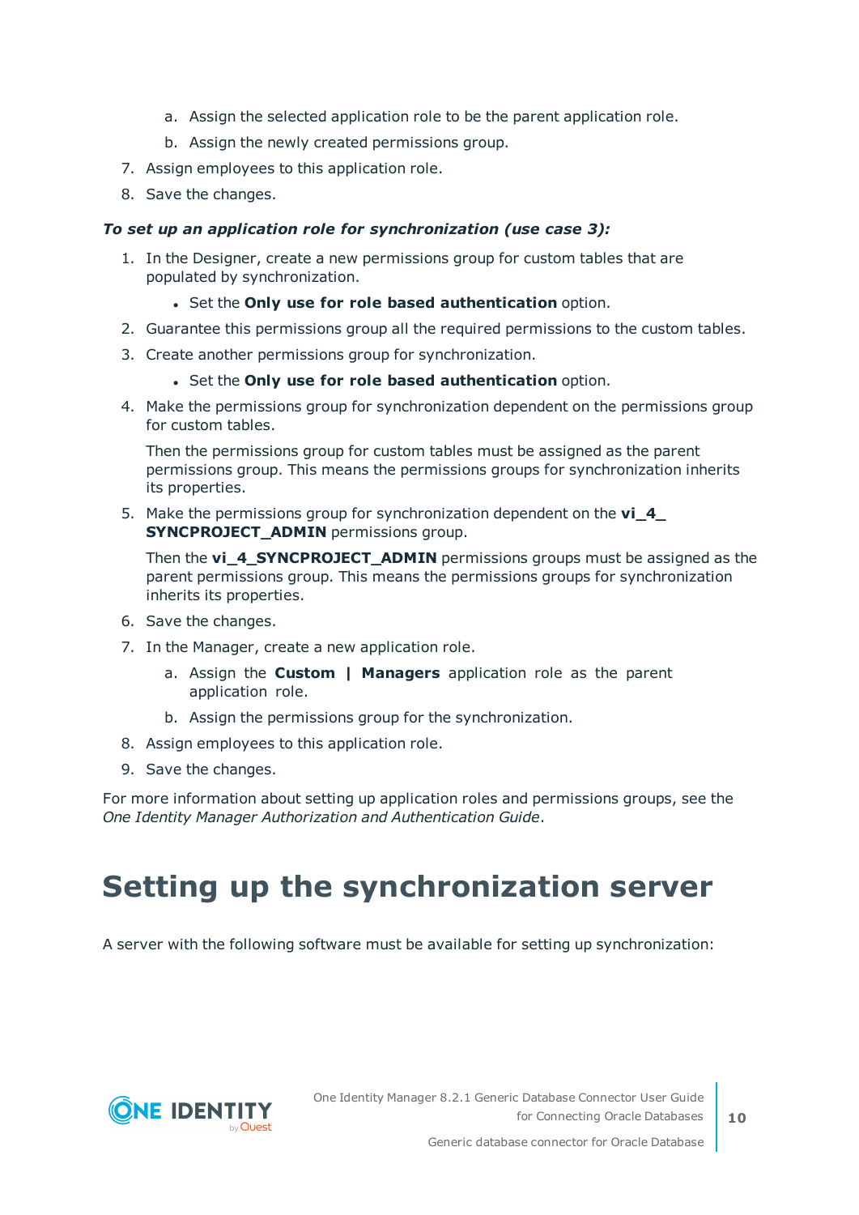a. Assign the selected application role to be the parent application role.
   b. Assign the newly created permissions group.
7. Assign employees to this application role.
8. Save the changes.

***To set up an application role for synchronization (use case 3):***

1. In the Designer, create a new permissions group for custom tables that are populated by synchronization.
   - Set the **Only use for role based authentication** option.
2. Guarantee this permissions group all the required permissions to the custom tables.
3. Create another permissions group for synchronization.
   - Set the **Only use for role based authentication** option.
4. Make the permissions group for synchronization dependent on the permissions group for custom tables.

   Then the permissions group for custom tables must be assigned as the parent permissions group. This means the permissions groups for synchronization inherits its properties.
5. Make the permissions group for synchronization dependent on the **vi_4_SYNCPROJECT_ADMIN** permissions group.

   Then the **vi_4_SYNCPROJECT_ADMIN** permissions groups must be assigned as the parent permissions group. This means the permissions groups for synchronization inherits its properties.
6. Save the changes.
7. In the Manager, create a new application role.
   a. Assign the **Custom | Managers** application role as the parent application role.
   b. Assign the permissions group for the synchronization.
8. Assign employees to this application role.
9. Save the changes.

For more information about setting up application roles and permissions groups, see the *One Identity Manager Authorization and Authentication Guide*.

# Setting up the synchronization server

A server with the following software must be available for setting up synchronization: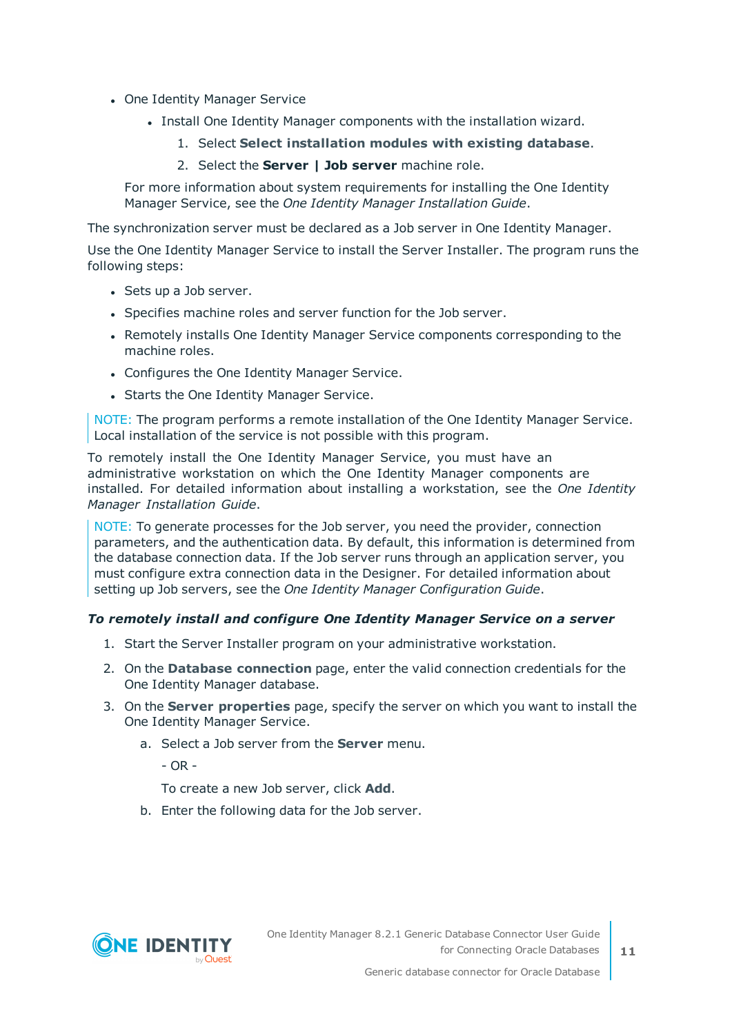- One Identity Manager Service
  - Install One Identity Manager components with the installation wizard.
    1. Select **Select installation modules with existing database**.
    2. Select the **Server | Job server** machine role.

  For more information about system requirements for installing the One Identity Manager Service, see the *One Identity Manager Installation Guide*.

The synchronization server must be declared as a Job server in One Identity Manager.

Use the One Identity Manager Service to install the Server Installer. The program runs the following steps:

- Sets up a Job server.
- Specifies machine roles and server function for the Job server.
- Remotely installs One Identity Manager Service components corresponding to the machine roles.
- Configures the One Identity Manager Service.
- Starts the One Identity Manager Service.

NOTE: The program performs a remote installation of the One Identity Manager Service. Local installation of the service is not possible with this program.

To remotely install the One Identity Manager Service, you must have an administrative workstation on which the One Identity Manager components are installed. For detailed information about installing a workstation, see the *One Identity Manager Installation Guide*.

NOTE: To generate processes for the Job server, you need the provider, connection parameters, and the authentication data. By default, this information is determined from the database connection data. If the Job server runs through an application server, you must configure extra connection data in the Designer. For detailed information about setting up Job servers, see the *One Identity Manager Configuration Guide*.

***To remotely install and configure One Identity Manager Service on a server***

1. Start the Server Installer program on your administrative workstation.
2. On the **Database connection** page, enter the valid connection credentials for the One Identity Manager database.
3. On the **Server properties** page, specify the server on which you want to install the One Identity Manager Service.
   a. Select a Job server from the **Server** menu.

      - OR -

      To create a new Job server, click **Add**.
   b. Enter the following data for the Job server.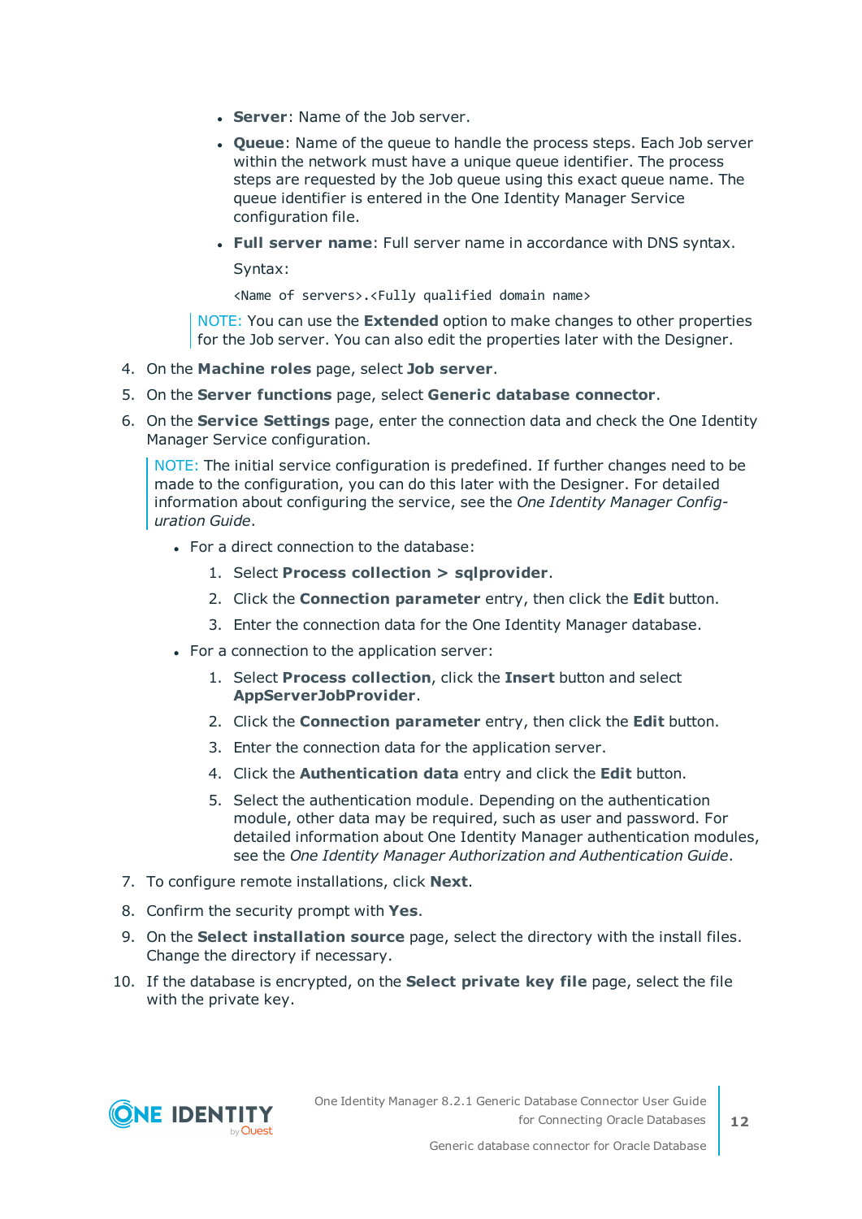- **Server**: Name of the Job server.
- **Queue**: Name of the queue to handle the process steps. Each Job server within the network must have a unique queue identifier. The process steps are requested by the Job queue using this exact queue name. The queue identifier is entered in the One Identity Manager Service configuration file.
- **Full server name**: Full server name in accordance with DNS syntax.

  Syntax:

  ```
  <Name of servers>.<Fully qualified domain name>
  ```

> NOTE: You can use the **Extended** option to make changes to other properties for the Job server. You can also edit the properties later with the Designer.

4. On the **Machine roles** page, select **Job server**.
5. On the **Server functions** page, select **Generic database connector**.
6. On the **Service Settings** page, enter the connection data and check the One Identity Manager Service configuration.

   > NOTE: The initial service configuration is predefined. If further changes need to be made to the configuration, you can do this later with the Designer. For detailed information about configuring the service, see the *One Identity Manager Configuration Guide*.

   - For a direct connection to the database:
     1. Select **Process collection > sqlprovider**.
     2. Click the **Connection parameter** entry, then click the **Edit** button.
     3. Enter the connection data for the One Identity Manager database.
   - For a connection to the application server:
     1. Select **Process collection**, click the **Insert** button and select **AppServerJobProvider**.
     2. Click the **Connection parameter** entry, then click the **Edit** button.
     3. Enter the connection data for the application server.
     4. Click the **Authentication data** entry and click the **Edit** button.
     5. Select the authentication module. Depending on the authentication module, other data may be required, such as user and password. For detailed information about One Identity Manager authentication modules, see the *One Identity Manager Authorization and Authentication Guide*.
7. To configure remote installations, click **Next**.
8. Confirm the security prompt with **Yes**.
9. On the **Select installation source** page, select the directory with the install files. Change the directory if necessary.
10. If the database is encrypted, on the **Select private key file** page, select the file with the private key.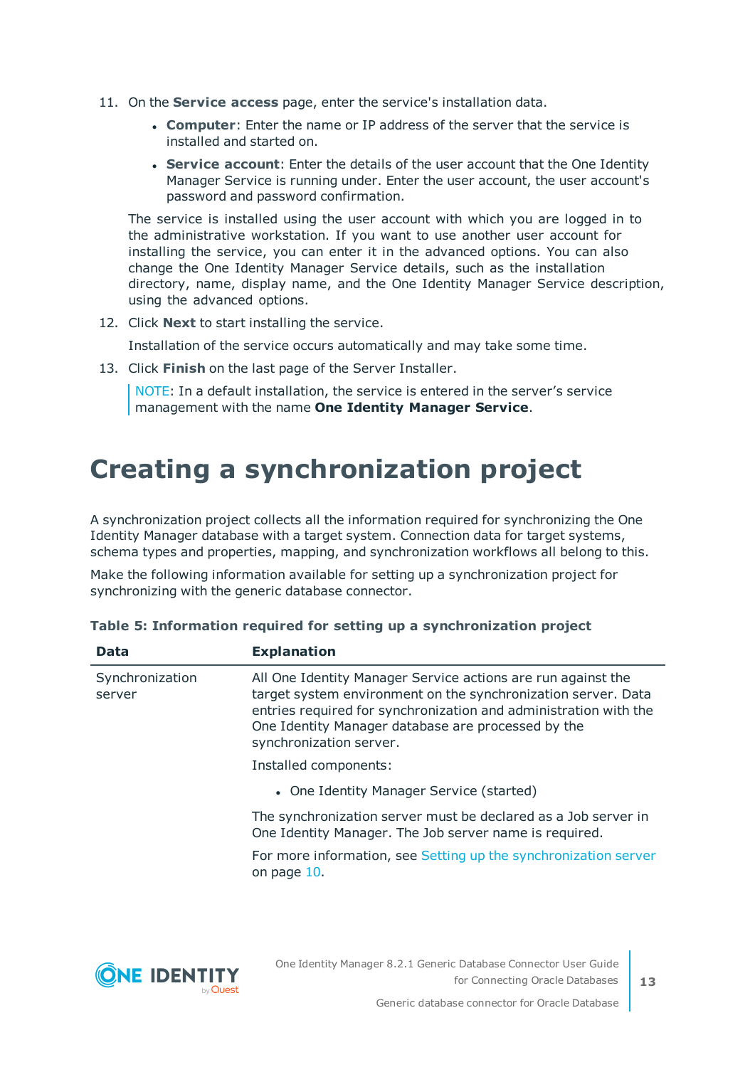11. On the **Service access** page, enter the service's installation data.

    - **Computer**: Enter the name or IP address of the server that the service is installed and started on.
    - **Service account**: Enter the details of the user account that the One Identity Manager Service is running under. Enter the user account, the user account's password and password confirmation.

    The service is installed using the user account with which you are logged in to the administrative workstation. If you want to use another user account for installing the service, you can enter it in the advanced options. You can also change the One Identity Manager Service details, such as the installation directory, name, display name, and the One Identity Manager Service description, using the advanced options.

12. Click **Next** to start installing the service.

    Installation of the service occurs automatically and may take some time.

13. Click **Finish** on the last page of the Server Installer.

    > NOTE: In a default installation, the service is entered in the server's service management with the name **One Identity Manager Service**.

# Creating a synchronization project

A synchronization project collects all the information required for synchronizing the One Identity Manager database with a target system. Connection data for target systems, schema types and properties, mapping, and synchronization workflows all belong to this.

Make the following information available for setting up a synchronization project for synchronizing with the generic database connector.

**Table 5: Information required for setting up a synchronization project**

| Data | Explanation |
|---|---|
| Synchronization server | All One Identity Manager Service actions are run against the target system environment on the synchronization server. Data entries required for synchronization and administration with the One Identity Manager database are processed by the synchronization server.<br><br>Installed components:<br><br>- One Identity Manager Service (started)<br><br>The synchronization server must be declared as a Job server in One Identity Manager. The Job server name is required.<br><br>For more information, see Setting up the synchronization server on page 10. |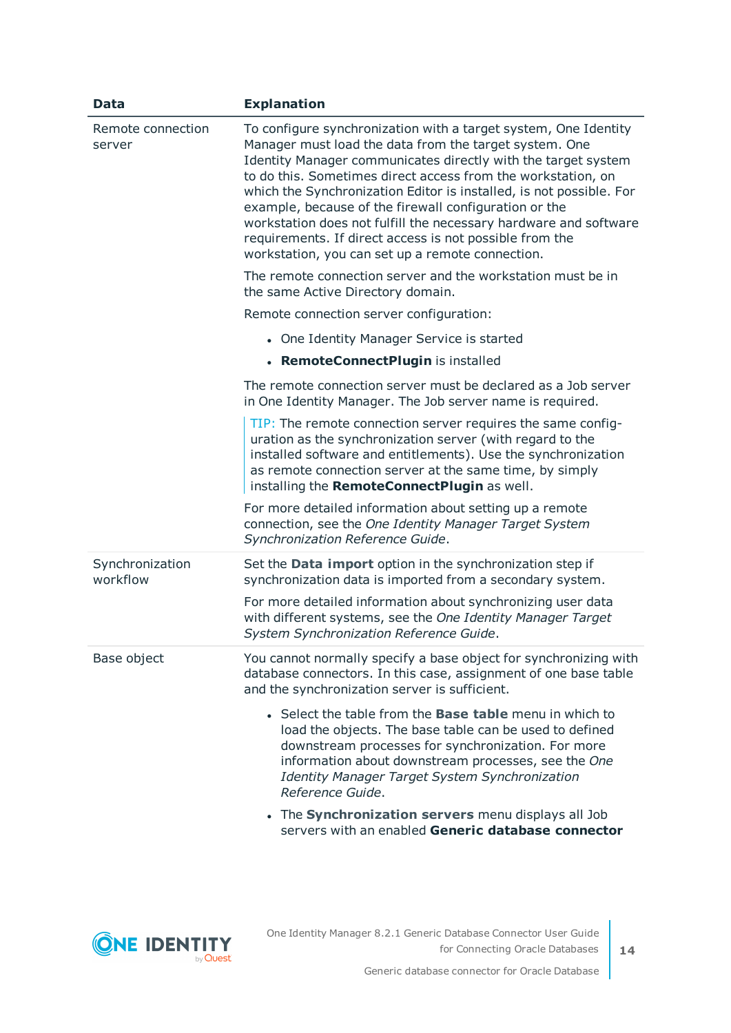| Data | Explanation |
|---|---|
| Remote connection server | To configure synchronization with a target system, One Identity Manager must load the data from the target system. One Identity Manager communicates directly with the target system to do this. Sometimes direct access from the workstation, on which the Synchronization Editor is installed, is not possible. For example, because of the firewall configuration or the workstation does not fulfill the necessary hardware and software requirements. If direct access is not possible from the workstation, you can set up a remote connection.<br><br>The remote connection server and the workstation must be in the same Active Directory domain.<br><br>Remote connection server configuration:<br><br>• One Identity Manager Service is started<br>• **RemoteConnectPlugin** is installed<br><br>The remote connection server must be declared as a Job server in One Identity Manager. The Job server name is required.<br><br>TIP: The remote connection server requires the same configuration as the synchronization server (with regard to the installed software and entitlements). Use the synchronization as remote connection server at the same time, by simply installing the **RemoteConnectPlugin** as well.<br><br>For more detailed information about setting up a remote connection, see the *One Identity Manager Target System Synchronization Reference Guide*. |
| Synchronization workflow | Set the **Data import** option in the synchronization step if synchronization data is imported from a secondary system.<br><br>For more detailed information about synchronizing user data with different systems, see the *One Identity Manager Target System Synchronization Reference Guide*. |
| Base object | You cannot normally specify a base object for synchronizing with database connectors. In this case, assignment of one base table and the synchronization server is sufficient.<br><br>• Select the table from the **Base table** menu in which to load the objects. The base table can be used to defined downstream processes for synchronization. For more information about downstream processes, see the *One Identity Manager Target System Synchronization Reference Guide*.<br>• The **Synchronization servers** menu displays all Job servers with an enabled **Generic database connector** |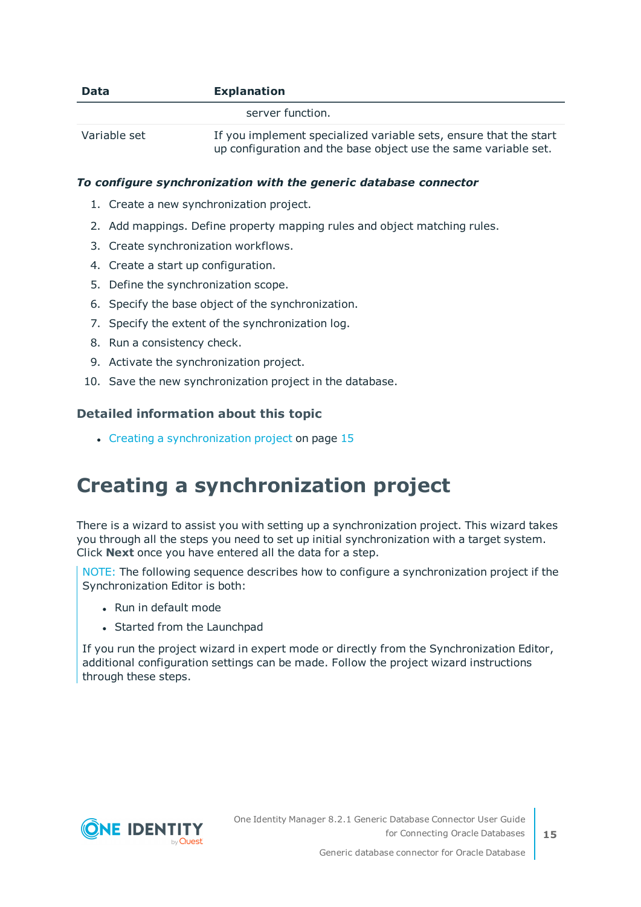| Data | Explanation |
| --- | --- |
| | server function. |
| Variable set | If you implement specialized variable sets, ensure that the start up configuration and the base object use the same variable set. |

***To configure synchronization with the generic database connector***

1. Create a new synchronization project.
2. Add mappings. Define property mapping rules and object matching rules.
3. Create synchronization workflows.
4. Create a start up configuration.
5. Define the synchronization scope.
6. Specify the base object of the synchronization.
7. Specify the extent of the synchronization log.
8. Run a consistency check.
9. Activate the synchronization project.
10. Save the new synchronization project in the database.

### Detailed information about this topic

- Creating a synchronization project on page 15

# Creating a synchronization project

There is a wizard to assist you with setting up a synchronization project. This wizard takes you through all the steps you need to set up initial synchronization with a target system. Click **Next** once you have entered all the data for a step.

NOTE: The following sequence describes how to configure a synchronization project if the Synchronization Editor is both:

- Run in default mode
- Started from the Launchpad

If you run the project wizard in expert mode or directly from the Synchronization Editor, additional configuration settings can be made. Follow the project wizard instructions through these steps.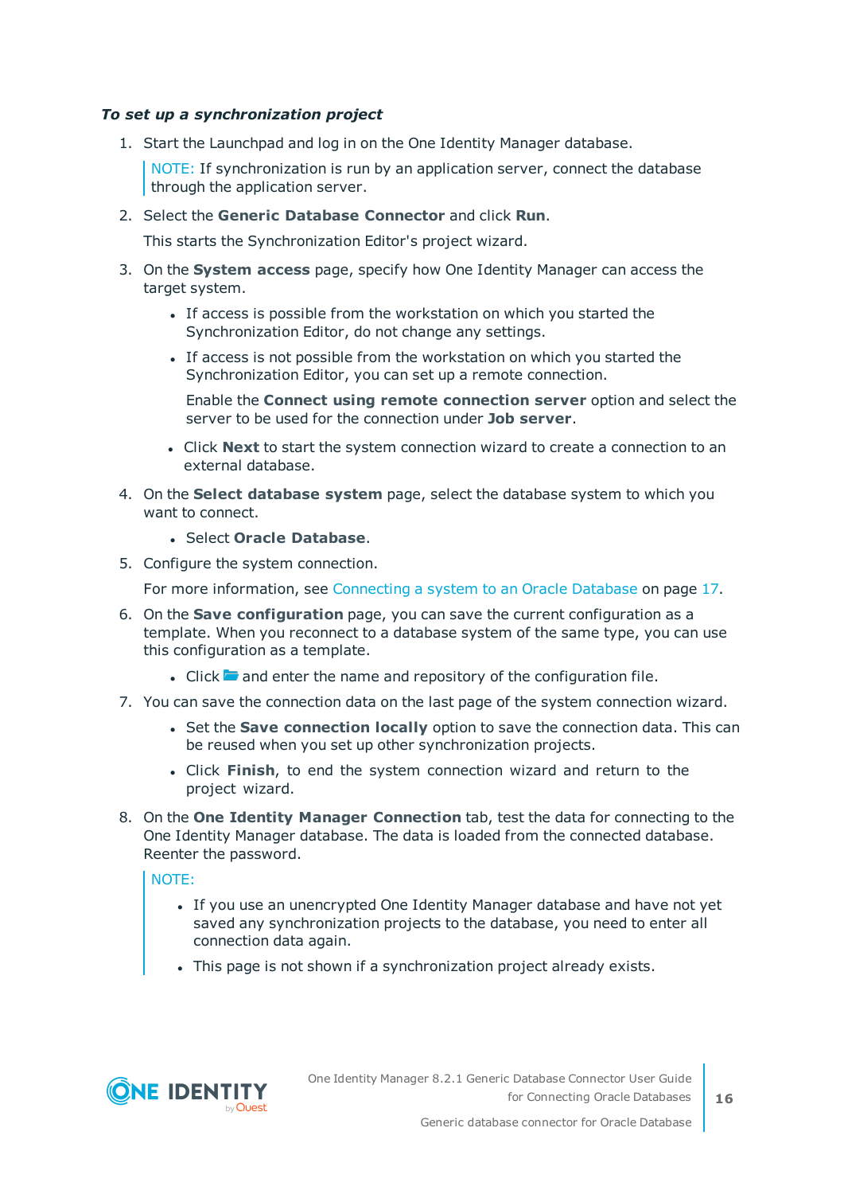***To set up a synchronization project***

1. Start the Launchpad and log in on the One Identity Manager database.

   > NOTE: If synchronization is run by an application server, connect the database through the application server.

2. Select the **Generic Database Connector** and click **Run**.

   This starts the Synchronization Editor's project wizard.

3. On the **System access** page, specify how One Identity Manager can access the target system.

   - If access is possible from the workstation on which you started the Synchronization Editor, do not change any settings.
   - If access is not possible from the workstation on which you started the Synchronization Editor, you can set up a remote connection.

     Enable the **Connect using remote connection server** option and select the server to be used for the connection under **Job server**.

   - Click **Next** to start the system connection wizard to create a connection to an external database.

4. On the **Select database system** page, select the database system to which you want to connect.

   - Select **Oracle Database**.

5. Configure the system connection.

   For more information, see Connecting a system to an Oracle Database on page 17.

6. On the **Save configuration** page, you can save the current configuration as a template. When you reconnect to a database system of the same type, you can use this configuration as a template.

   - Click and enter the name and repository of the configuration file.

7. You can save the connection data on the last page of the system connection wizard.

   - Set the **Save connection locally** option to save the connection data. This can be reused when you set up other synchronization projects.
   - Click **Finish**, to end the system connection wizard and return to the project wizard.

8. On the **One Identity Manager Connection** tab, test the data for connecting to the One Identity Manager database. The data is loaded from the connected database. Reenter the password.

   > NOTE:
   >
   > - If you use an unencrypted One Identity Manager database and have not yet saved any synchronization projects to the database, you need to enter all connection data again.
   > - This page is not shown if a synchronization project already exists.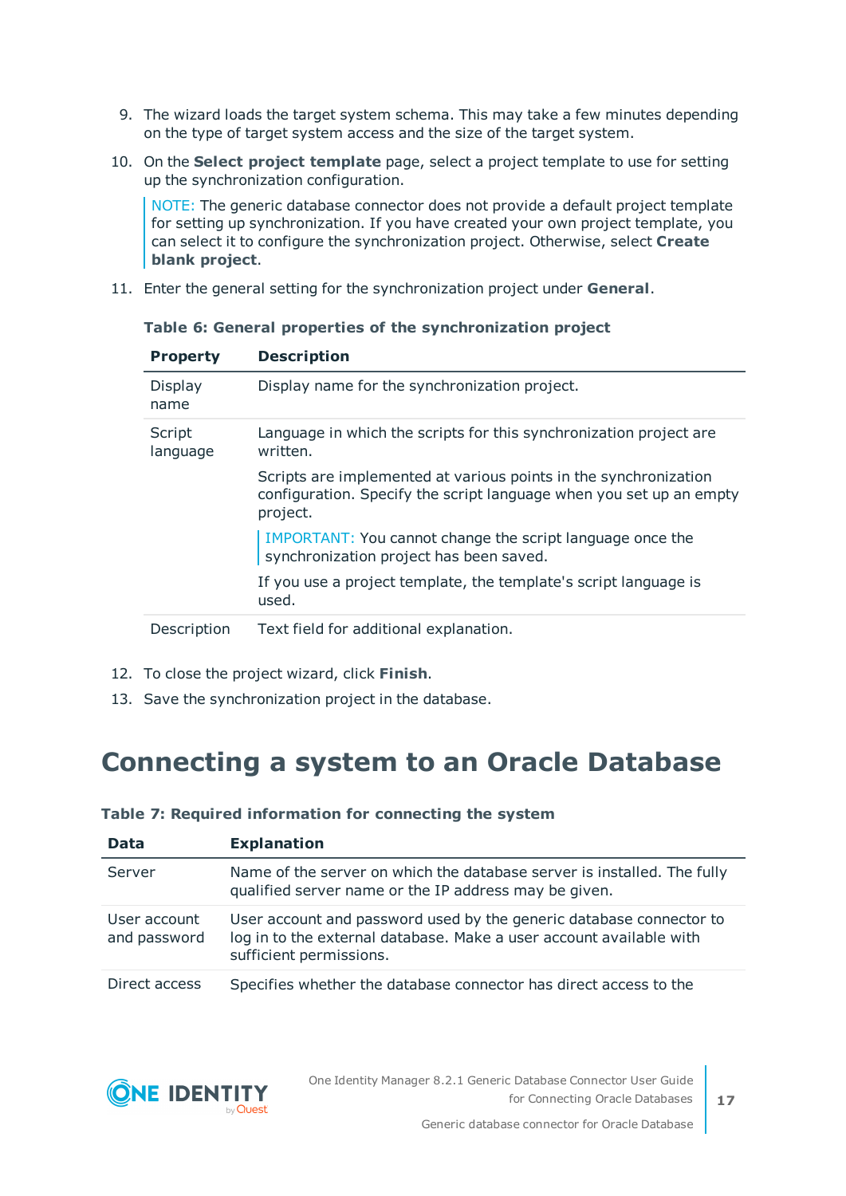9. The wizard loads the target system schema. This may take a few minutes depending on the type of target system access and the size of the target system.
10. On the **Select project template** page, select a project template to use for setting up the synchronization configuration.

    NOTE: The generic database connector does not provide a default project template for setting up synchronization. If you have created your own project template, you can select it to configure the synchronization project. Otherwise, select **Create blank project**.

11. Enter the general setting for the synchronization project under **General**.

**Table 6: General properties of the synchronization project**

| Property | Description |
|---|---|
| Display name | Display name for the synchronization project. |
| Script language | Language in which the scripts for this synchronization project are written.<br><br>Scripts are implemented at various points in the synchronization configuration. Specify the script language when you set up an empty project.<br><br>IMPORTANT: You cannot change the script language once the synchronization project has been saved.<br><br>If you use a project template, the template's script language is used. |
| Description | Text field for additional explanation. |

12. To close the project wizard, click **Finish**.
13. Save the synchronization project in the database.

# Connecting a system to an Oracle Database

**Table 7: Required information for connecting the system**

| Data | Explanation |
|---|---|
| Server | Name of the server on which the database server is installed. The fully qualified server name or the IP address may be given. |
| User account and password | User account and password used by the generic database connector to log in to the external database. Make a user account available with sufficient permissions. |
| Direct access | Specifies whether the database connector has direct access to the |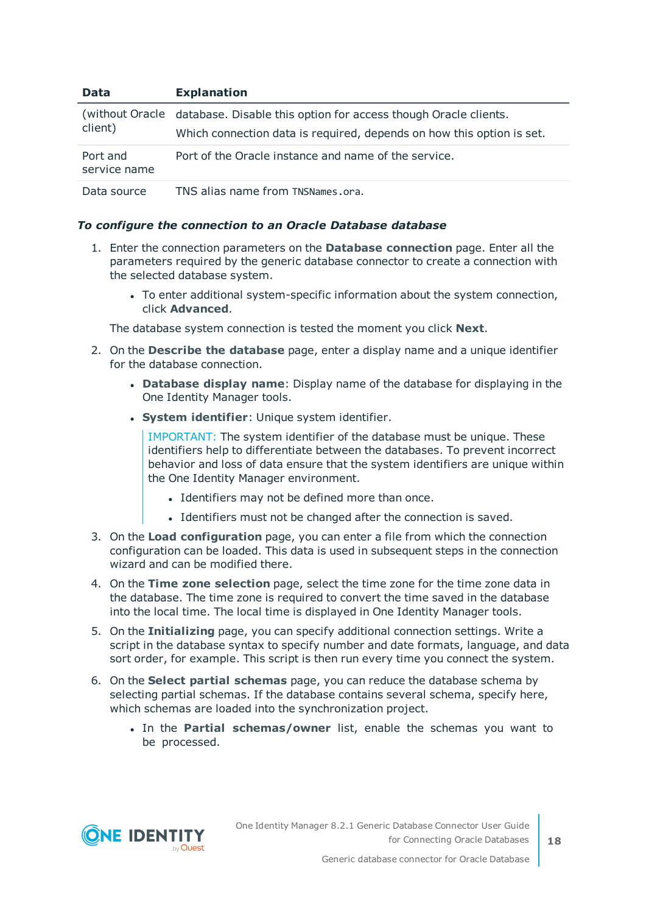| Data | Explanation |
| --- | --- |
| (without Oracle client) | database. Disable this option for access though Oracle clients. Which connection data is required, depends on how this option is set. |
| Port and service name | Port of the Oracle instance and name of the service. |
| Data source | TNS alias name from `TNSNames.ora`. |

***To configure the connection to an Oracle Database database***

1. Enter the connection parameters on the **Database connection** page. Enter all the parameters required by the generic database connector to create a connection with the selected database system.

    - To enter additional system-specific information about the system connection, click **Advanced**.

    The database system connection is tested the moment you click **Next**.

2. On the **Describe the database** page, enter a display name and a unique identifier for the database connection.

    - **Database display name**: Display name of the database for displaying in the One Identity Manager tools.
    - **System identifier**: Unique system identifier.

      IMPORTANT: The system identifier of the database must be unique. These identifiers help to differentiate between the databases. To prevent incorrect behavior and loss of data ensure that the system identifiers are unique within the One Identity Manager environment.

        - Identifiers may not be defined more than once.
        - Identifiers must not be changed after the connection is saved.

3. On the **Load configuration** page, you can enter a file from which the connection configuration can be loaded. This data is used in subsequent steps in the connection wizard and can be modified there.

4. On the **Time zone selection** page, select the time zone for the time zone data in the database. The time zone is required to convert the time saved in the database into the local time. The local time is displayed in One Identity Manager tools.

5. On the **Initializing** page, you can specify additional connection settings. Write a script in the database syntax to specify number and date formats, language, and data sort order, for example. This script is then run every time you connect the system.

6. On the **Select partial schemas** page, you can reduce the database schema by selecting partial schemas. If the database contains several schema, specify here, which schemas are loaded into the synchronization project.

    - In the **Partial schemas/owner** list, enable the schemas you want to be processed.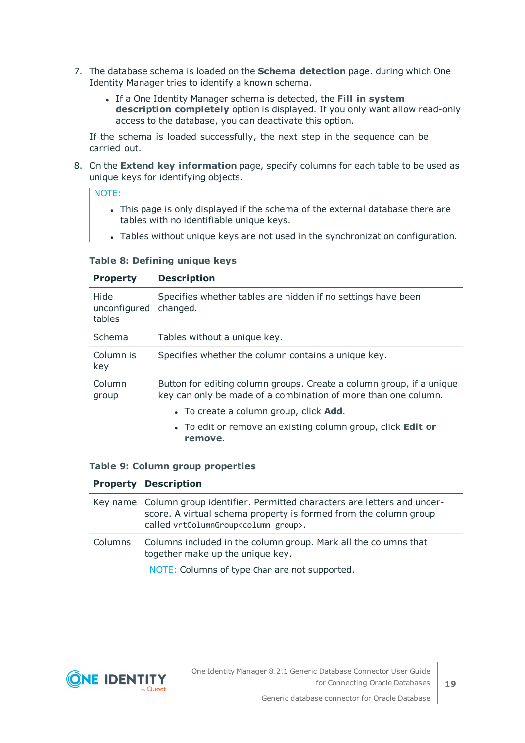7. The database schema is loaded on the **Schema detection** page. during which One Identity Manager tries to identify a known schema.

   - If a One Identity Manager schema is detected, the **Fill in system description completely** option is displayed. If you only want allow read-only access to the database, you can deactivate this option.

   If the schema is loaded successfully, the next step in the sequence can be carried out.

8. On the **Extend key information** page, specify columns for each table to be used as unique keys for identifying objects.

   > NOTE:
   >
   > - This page is only displayed if the schema of the external database there are tables with no identifiable unique keys.
   > - Tables without unique keys are not used in the synchronization configuration.

   **Table 8: Defining unique keys**

   | Property | Description |
   |---|---|
   | Hide unconfigured tables | Specifies whether tables are hidden if no settings have been changed. |
   | Schema | Tables without a unique key. |
   | Column is key | Specifies whether the column contains a unique key. |
   | Column group | Button for editing column groups. Create a column group, if a unique key can only be made of a combination of more than one column.<br>• To create a column group, click **Add**.<br>• To edit or remove an existing column group, click **Edit or remove**. |

   **Table 9: Column group properties**

   | Property | Description |
   |---|---|
   | Key name | Column group identifier. Permitted characters are letters and under-score. A virtual schema property is formed from the column group called `vrtColumnGroup<column group>`. |
   | Columns | Columns included in the column group. Mark all the columns that together make up the unique key.<br>NOTE: Columns of type `Char` are not supported. |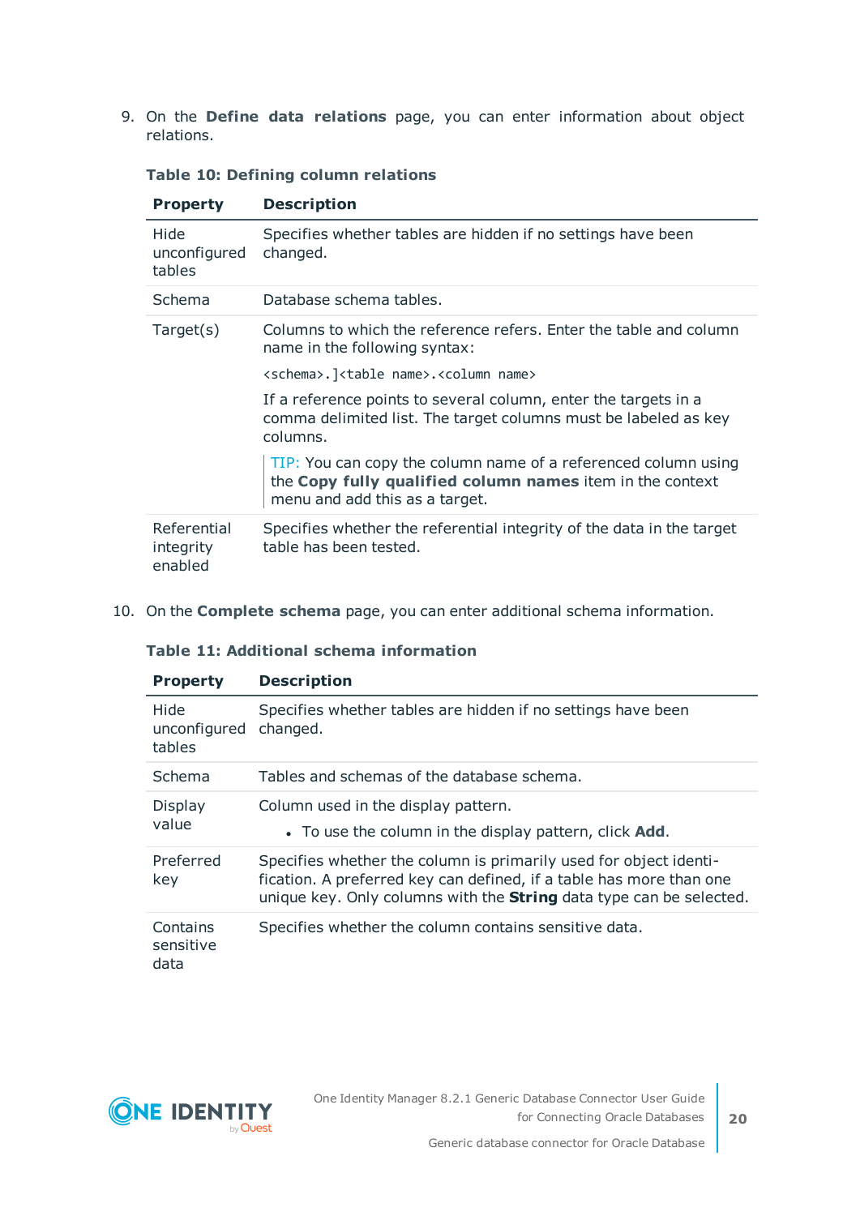9. On the **Define data relations** page, you can enter information about object relations.

**Table 10: Defining column relations**

| Property | Description |
|---|---|
| Hide unconfigured tables | Specifies whether tables are hidden if no settings have been changed. |
| Schema | Database schema tables. |
| Target(s) | Columns to which the reference refers. Enter the table and column name in the following syntax: `<schema>.]<table name>.<column name>` If a reference points to several column, enter the targets in a comma delimited list. The target columns must be labeled as key columns. TIP: You can copy the column name of a referenced column using the **Copy fully qualified column names** item in the context menu and add this as a target. |
| Referential integrity enabled | Specifies whether the referential integrity of the data in the target table has been tested. |

10. On the **Complete schema** page, you can enter additional schema information.

**Table 11: Additional schema information**

| Property | Description |
|---|---|
| Hide unconfigured tables | Specifies whether tables are hidden if no settings have been changed. |
| Schema | Tables and schemas of the database schema. |
| Display value | Column used in the display pattern. <br>• To use the column in the display pattern, click **Add**. |
| Preferred key | Specifies whether the column is primarily used for object identification. A preferred key can defined, if a table has more than one unique key. Only columns with the **String** data type can be selected. |
| Contains sensitive data | Specifies whether the column contains sensitive data. |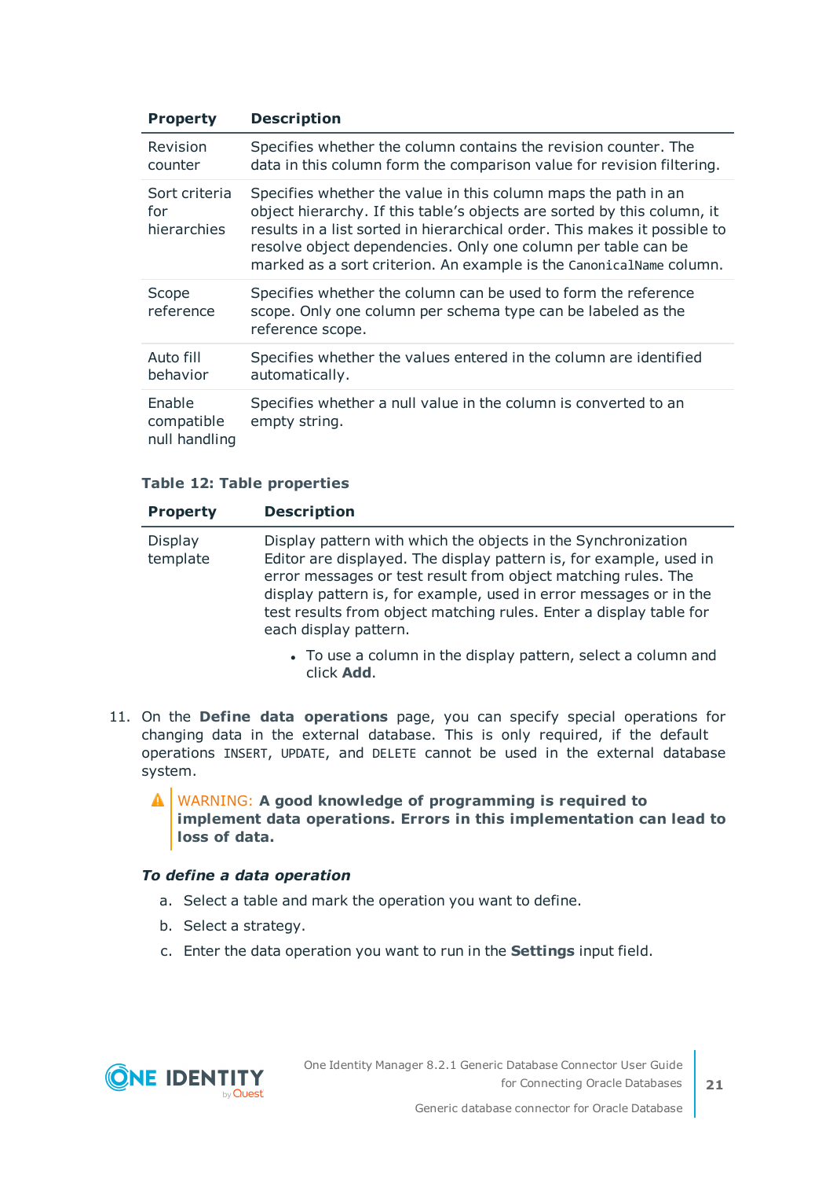| Property | Description |
|---|---|
| Revision counter | Specifies whether the column contains the revision counter. The data in this column form the comparison value for revision filtering. |
| Sort criteria for hierarchies | Specifies whether the value in this column maps the path in an object hierarchy. If this table's objects are sorted by this column, it results in a list sorted in hierarchical order. This makes it possible to resolve object dependencies. Only one column per table can be marked as a sort criterion. An example is the `CanonicalName` column. |
| Scope reference | Specifies whether the column can be used to form the reference scope. Only one column per schema type can be labeled as the reference scope. |
| Auto fill behavior | Specifies whether the values entered in the column are identified automatically. |
| Enable compatible null handling | Specifies whether a null value in the column is converted to an empty string. |

**Table 12: Table properties**

| Property | Description |
|---|---|
| Display template | Display pattern with which the objects in the Synchronization Editor are displayed. The display pattern is, for example, used in error messages or test result from object matching rules. The display pattern is, for example, used in error messages or in the test results from object matching rules. Enter a display table for each display pattern.<br><br>• To use a column in the display pattern, select a column and click **Add**. |

11. On the **Define data operations** page, you can specify special operations for changing data in the external database. This is only required, if the default operations `INSERT`, `UPDATE`, and `DELETE` cannot be used in the external database system.

   > ⚠ WARNING: **A good knowledge of programming is required to implement data operations. Errors in this implementation can lead to loss of data.**

   ***To define a data operation***

   a. Select a table and mark the operation you want to define.

   b. Select a strategy.

   c. Enter the data operation you want to run in the **Settings** input field.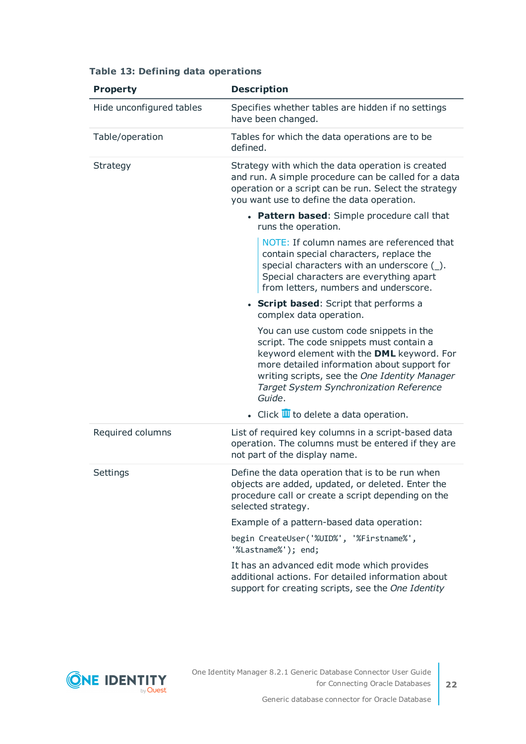**Table 13: Defining data operations**

| Property | Description |
| --- | --- |
| Hide unconfigured tables | Specifies whether tables are hidden if no settings have been changed. |
| Table/operation | Tables for which the data operations are to be defined. |
| Strategy | Strategy with which the data operation is created and run. A simple procedure can be called for a data operation or a script can be run. Select the strategy you want use to define the data operation.<br>• **Pattern based**: Simple procedure call that runs the operation.<br>NOTE: If column names are referenced that contain special characters, replace the special characters with an underscore (_). Special characters are everything apart from letters, numbers and underscore.<br>• **Script based**: Script that performs a complex data operation.<br>You can use custom code snippets in the script. The code snippets must contain a keyword element with the **DML** keyword. For more detailed information about support for writing scripts, see the *One Identity Manager Target System Synchronization Reference Guide*.<br>• Click 🗑 to delete a data operation. |
| Required columns | List of required key columns in a script-based data operation. The columns must be entered if they are not part of the display name. |
| Settings | Define the data operation that is to be run when objects are added, updated, or deleted. Enter the procedure call or create a script depending on the selected strategy.<br>Example of a pattern-based data operation:<br>`begin CreateUser('%UID%', '%Firstname%', '%Lastname%'); end;`<br>It has an advanced edit mode which provides additional actions. For detailed information about support for creating scripts, see the *One Identity* |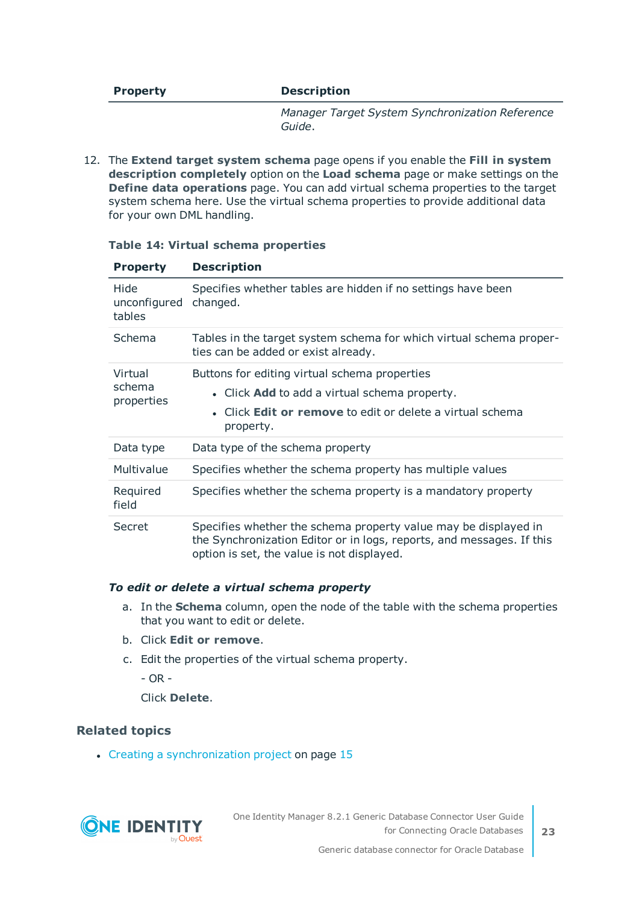| Property | Description |
| --- | --- |
| | *Manager Target System Synchronization Reference Guide*. |

12. The **Extend target system schema** page opens if you enable the **Fill in system description completely** option on the **Load schema** page or make settings on the **Define data operations** page. You can add virtual schema properties to the target system schema here. Use the virtual schema properties to provide additional data for your own DML handling.

**Table 14: Virtual schema properties**

| Property | Description |
| --- | --- |
| Hide unconfigured tables | Specifies whether tables are hidden if no settings have been changed. |
| Schema | Tables in the target system schema for which virtual schema properties can be added or exist already. |
| Virtual schema properties | Buttons for editing virtual schema properties<br>• Click **Add** to add a virtual schema property.<br>• Click **Edit or remove** to edit or delete a virtual schema property. |
| Data type | Data type of the schema property |
| Multivalue | Specifies whether the schema property has multiple values |
| Required field | Specifies whether the schema property is a mandatory property |
| Secret | Specifies whether the schema property value may be displayed in the Synchronization Editor or in logs, reports, and messages. If this option is set, the value is not displayed. |

***To edit or delete a virtual schema property***

a. In the **Schema** column, open the node of the table with the schema properties that you want to edit or delete.

b. Click **Edit or remove**.

c. Edit the properties of the virtual schema property.

   \- OR -

   Click **Delete**.

### Related topics

- Creating a synchronization project on page 15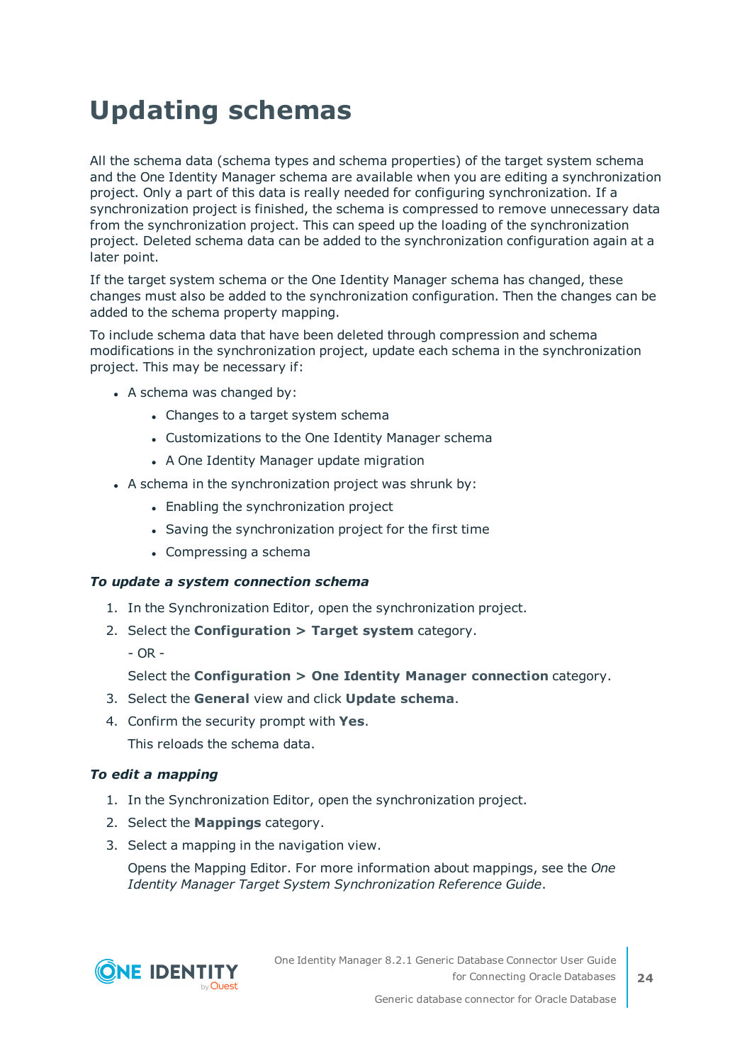# Updating schemas

All the schema data (schema types and schema properties) of the target system schema and the One Identity Manager schema are available when you are editing a synchronization project. Only a part of this data is really needed for configuring synchronization. If a synchronization project is finished, the schema is compressed to remove unnecessary data from the synchronization project. This can speed up the loading of the synchronization project. Deleted schema data can be added to the synchronization configuration again at a later point.

If the target system schema or the One Identity Manager schema has changed, these changes must also be added to the synchronization configuration. Then the changes can be added to the schema property mapping.

To include schema data that have been deleted through compression and schema modifications in the synchronization project, update each schema in the synchronization project. This may be necessary if:

- A schema was changed by:
  - Changes to a target system schema
  - Customizations to the One Identity Manager schema
  - A One Identity Manager update migration
- A schema in the synchronization project was shrunk by:
  - Enabling the synchronization project
  - Saving the synchronization project for the first time
  - Compressing a schema

***To update a system connection schema***

1. In the Synchronization Editor, open the synchronization project.
2. Select the **Configuration > Target system** category.

   - OR -

   Select the **Configuration > One Identity Manager connection** category.
3. Select the **General** view and click **Update schema**.
4. Confirm the security prompt with **Yes**.

   This reloads the schema data.

***To edit a mapping***

1. In the Synchronization Editor, open the synchronization project.
2. Select the **Mappings** category.
3. Select a mapping in the navigation view.

   Opens the Mapping Editor. For more information about mappings, see the *One Identity Manager Target System Synchronization Reference Guide*.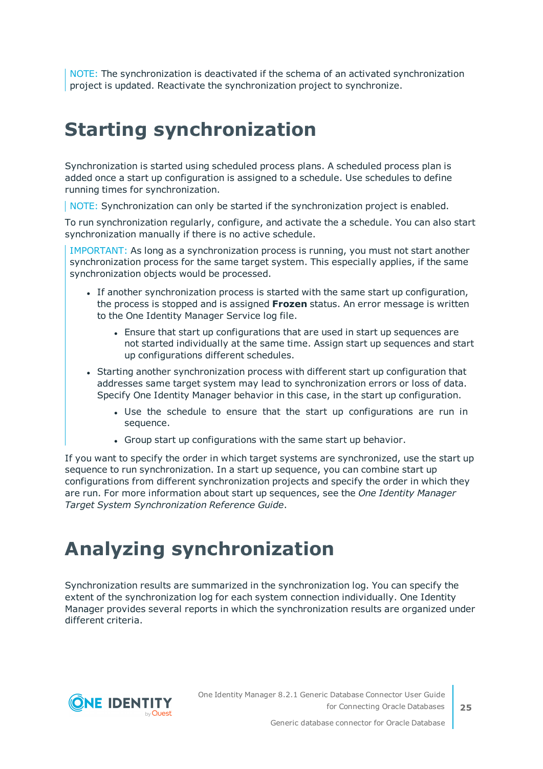NOTE: The synchronization is deactivated if the schema of an activated synchronization project is updated. Reactivate the synchronization project to synchronize.

# Starting synchronization

Synchronization is started using scheduled process plans. A scheduled process plan is added once a start up configuration is assigned to a schedule. Use schedules to define running times for synchronization.

NOTE: Synchronization can only be started if the synchronization project is enabled.

To run synchronization regularly, configure, and activate the a schedule. You can also start synchronization manually if there is no active schedule.

IMPORTANT: As long as a synchronization process is running, you must not start another synchronization process for the same target system. This especially applies, if the same synchronization objects would be processed.

- If another synchronization process is started with the same start up configuration, the process is stopped and is assigned **Frozen** status. An error message is written to the One Identity Manager Service log file.
    - Ensure that start up configurations that are used in start up sequences are not started individually at the same time. Assign start up sequences and start up configurations different schedules.
- Starting another synchronization process with different start up configuration that addresses same target system may lead to synchronization errors or loss of data. Specify One Identity Manager behavior in this case, in the start up configuration.
    - Use the schedule to ensure that the start up configurations are run in sequence.
    - Group start up configurations with the same start up behavior.

If you want to specify the order in which target systems are synchronized, use the start up sequence to run synchronization. In a start up sequence, you can combine start up configurations from different synchronization projects and specify the order in which they are run. For more information about start up sequences, see the *One Identity Manager Target System Synchronization Reference Guide*.

# Analyzing synchronization

Synchronization results are summarized in the synchronization log. You can specify the extent of the synchronization log for each system connection individually. One Identity Manager provides several reports in which the synchronization results are organized under different criteria.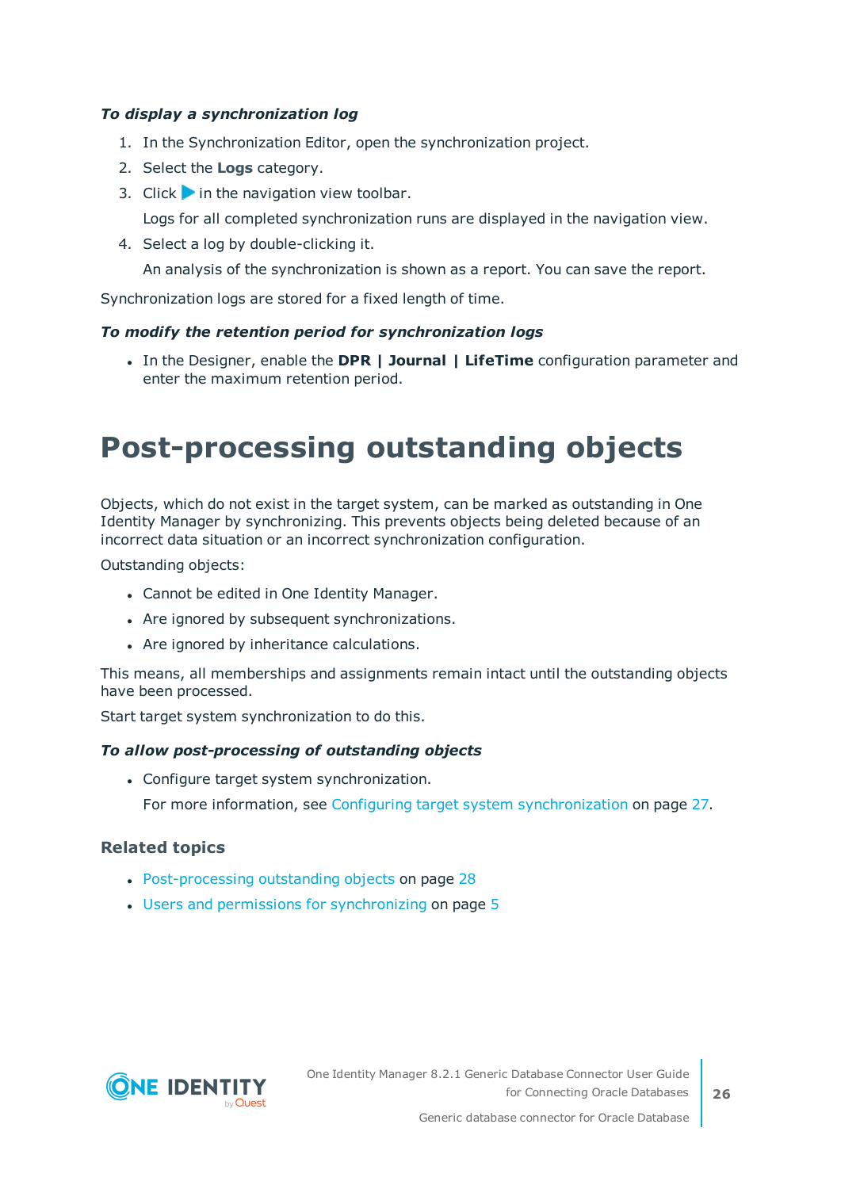*To display a synchronization log*

1. In the Synchronization Editor, open the synchronization project.
2. Select the **Logs** category.
3. Click ▶ in the navigation view toolbar.

   Logs for all completed synchronization runs are displayed in the navigation view.
4. Select a log by double-clicking it.

   An analysis of the synchronization is shown as a report. You can save the report.

Synchronization logs are stored for a fixed length of time.

*To modify the retention period for synchronization logs*

- In the Designer, enable the **DPR | Journal | LifeTime** configuration parameter and enter the maximum retention period.

# Post-processing outstanding objects

Objects, which do not exist in the target system, can be marked as outstanding in One Identity Manager by synchronizing. This prevents objects being deleted because of an incorrect data situation or an incorrect synchronization configuration.

Outstanding objects:

- Cannot be edited in One Identity Manager.
- Are ignored by subsequent synchronizations.
- Are ignored by inheritance calculations.

This means, all memberships and assignments remain intact until the outstanding objects have been processed.

Start target system synchronization to do this.

*To allow post-processing of outstanding objects*

- Configure target system synchronization.

  For more information, see Configuring target system synchronization on page 27.

### Related topics

- Post-processing outstanding objects on page 28
- Users and permissions for synchronizing on page 5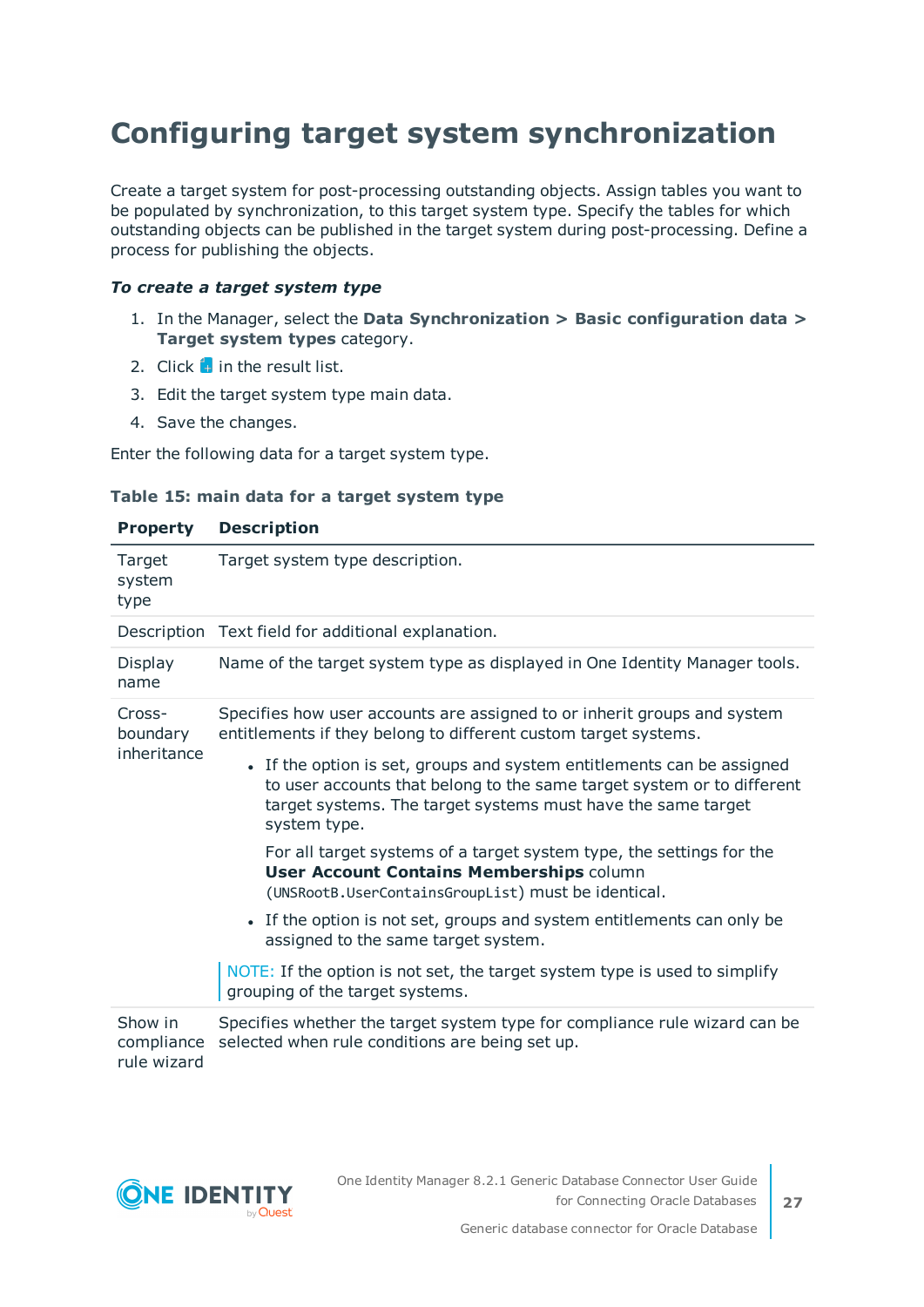# Configuring target system synchronization

Create a target system for post-processing outstanding objects. Assign tables you want to be populated by synchronization, to this target system type. Specify the tables for which outstanding objects can be published in the target system during post-processing. Define a process for publishing the objects.

***To create a target system type***

1. In the Manager, select the **Data Synchronization > Basic configuration data > Target system types** category.
2. Click in the result list.
3. Edit the target system type main data.
4. Save the changes.

Enter the following data for a target system type.

**Table 15: main data for a target system type**

| Property | Description |
|---|---|
| Target system type | Target system type description. |
| Description | Text field for additional explanation. |
| Display name | Name of the target system type as displayed in One Identity Manager tools. |
| Cross-boundary inheritance | Specifies how user accounts are assigned to or inherit groups and system entitlements if they belong to different custom target systems.<br><br>• If the option is set, groups and system entitlements can be assigned to user accounts that belong to the same target system or to different target systems. The target systems must have the same target system type.<br><br>For all target systems of a target system type, the settings for the **User Account Contains Memberships** column (`UNSRootB.UserContainsGroupList`) must be identical.<br><br>• If the option is not set, groups and system entitlements can only be assigned to the same target system.<br><br>NOTE: If the option is not set, the target system type is used to simplify grouping of the target systems. |
| Show in compliance rule wizard | Specifies whether the target system type for compliance rule wizard can be selected when rule conditions are being set up. |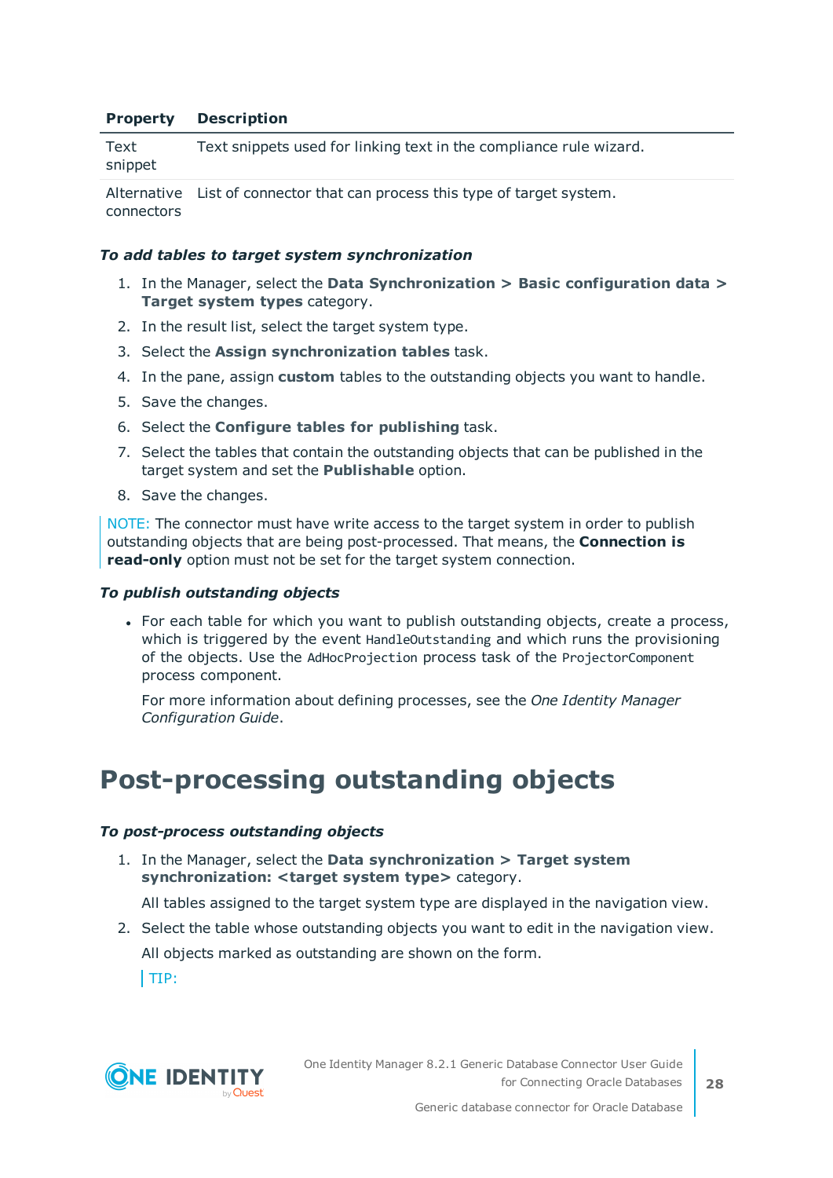| Property | Description |
|---|---|
| Text snippet | Text snippets used for linking text in the compliance rule wizard. |
| Alternative connectors | List of connector that can process this type of target system. |

***To add tables to target system synchronization***

1. In the Manager, select the **Data Synchronization > Basic configuration data > Target system types** category.
2. In the result list, select the target system type.
3. Select the **Assign synchronization tables** task.
4. In the pane, assign **custom** tables to the outstanding objects you want to handle.
5. Save the changes.
6. Select the **Configure tables for publishing** task.
7. Select the tables that contain the outstanding objects that can be published in the target system and set the **Publishable** option.
8. Save the changes.

NOTE: The connector must have write access to the target system in order to publish outstanding objects that are being post-processed. That means, the **Connection is read-only** option must not be set for the target system connection.

***To publish outstanding objects***

- For each table for which you want to publish outstanding objects, create a process, which is triggered by the event `HandleOutstanding` and which runs the provisioning of the objects. Use the `AdHocProjection` process task of the `ProjectorComponent` process component.

  For more information about defining processes, see the *One Identity Manager Configuration Guide*.

# Post-processing outstanding objects

***To post-process outstanding objects***

1. In the Manager, select the **Data synchronization > Target system synchronization: <target system type>** category.

   All tables assigned to the target system type are displayed in the navigation view.

2. Select the table whose outstanding objects you want to edit in the navigation view.

   All objects marked as outstanding are shown on the form.

   TIP: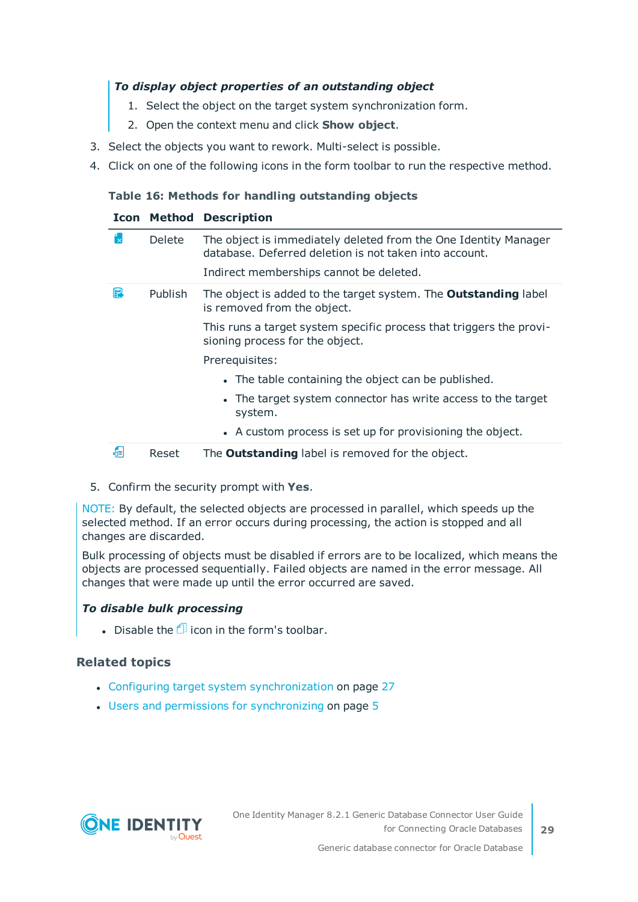***To display object properties of an outstanding object***

1. Select the object on the target system synchronization form.
2. Open the context menu and click **Show object**.

3. Select the objects you want to rework. Multi-select is possible.
4. Click on one of the following icons in the form toolbar to run the respective method.

**Table 16: Methods for handling outstanding objects**

| Icon | Method | Description |
|---|---|---|
| | Delete | The object is immediately deleted from the One Identity Manager database. Deferred deletion is not taken into account.<br><br>Indirect memberships cannot be deleted. |
| | Publish | The object is added to the target system. The **Outstanding** label is removed from the object.<br><br>This runs a target system specific process that triggers the provisioning process for the object.<br><br>Prerequisites:<br>• The table containing the object can be published.<br>• The target system connector has write access to the target system.<br>• A custom process is set up for provisioning the object. |
| | Reset | The **Outstanding** label is removed for the object. |

5. Confirm the security prompt with **Yes**.

NOTE: By default, the selected objects are processed in parallel, which speeds up the selected method. If an error occurs during processing, the action is stopped and all changes are discarded.

Bulk processing of objects must be disabled if errors are to be localized, which means the objects are processed sequentially. Failed objects are named in the error message. All changes that were made up until the error occurred are saved.

***To disable bulk processing***

- Disable the icon in the form's toolbar.

### Related topics

- Configuring target system synchronization on page 27
- Users and permissions for synchronizing on page 5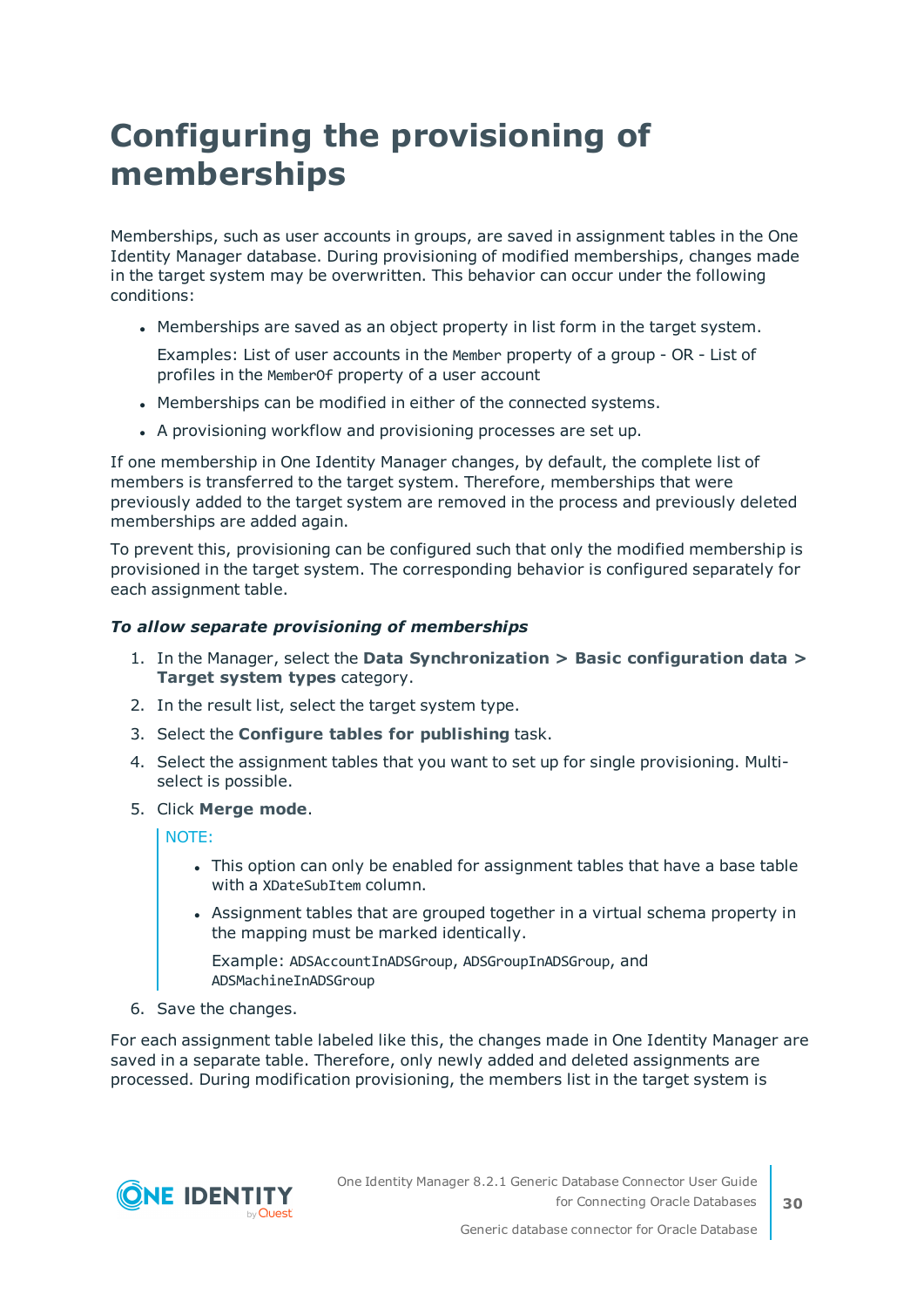# Configuring the provisioning of memberships

Memberships, such as user accounts in groups, are saved in assignment tables in the One Identity Manager database. During provisioning of modified memberships, changes made in the target system may be overwritten. This behavior can occur under the following conditions:

- Memberships are saved as an object property in list form in the target system.

  Examples: List of user accounts in the `Member` property of a group - OR - List of profiles in the `MemberOf` property of a user account

- Memberships can be modified in either of the connected systems.
- A provisioning workflow and provisioning processes are set up.

If one membership in One Identity Manager changes, by default, the complete list of members is transferred to the target system. Therefore, memberships that were previously added to the target system are removed in the process and previously deleted memberships are added again.

To prevent this, provisioning can be configured such that only the modified membership is provisioned in the target system. The corresponding behavior is configured separately for each assignment table.

***To allow separate provisioning of memberships***

1. In the Manager, select the **Data Synchronization > Basic configuration data > Target system types** category.
2. In the result list, select the target system type.
3. Select the **Configure tables for publishing** task.
4. Select the assignment tables that you want to set up for single provisioning. Multi-select is possible.
5. Click **Merge mode**.

   NOTE:

   - This option can only be enabled for assignment tables that have a base table with a `XDateSubItem` column.
   - Assignment tables that are grouped together in a virtual schema property in the mapping must be marked identically.

     Example: `ADSAccountInADSGroup`, `ADSGroupInADSGroup`, and `ADSMachineInADSGroup`

6. Save the changes.

For each assignment table labeled like this, the changes made in One Identity Manager are saved in a separate table. Therefore, only newly added and deleted assignments are processed. During modification provisioning, the members list in the target system is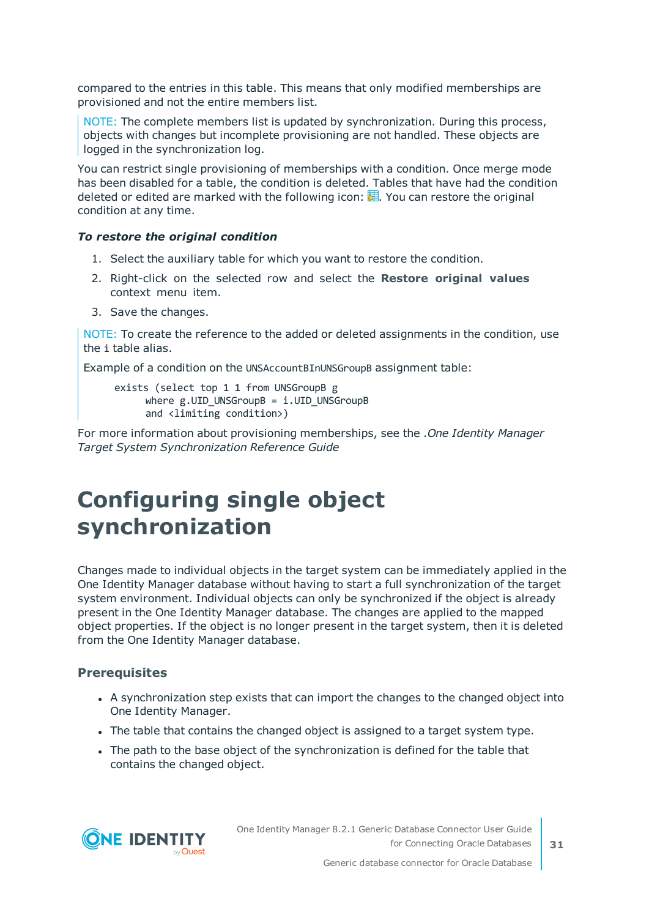compared to the entries in this table. This means that only modified memberships are provisioned and not the entire members list.

> NOTE: The complete members list is updated by synchronization. During this process, objects with changes but incomplete provisioning are not handled. These objects are logged in the synchronization log.

You can restrict single provisioning of memberships with a condition. Once merge mode has been disabled for a table, the condition is deleted. Tables that have had the condition deleted or edited are marked with the following icon: . You can restore the original condition at any time.

***To restore the original condition***

1. Select the auxiliary table for which you want to restore the condition.
2. Right-click on the selected row and select the **Restore original values** context menu item.
3. Save the changes.

> NOTE: To create the reference to the added or deleted assignments in the condition, use the `i` table alias.
>
> Example of a condition on the `UNSAccountBInUNSGroupB` assignment table:
>
> ```
> exists (select top 1 1 from UNSGroupB g
>       where g.UID_UNSGroupB = i.UID_UNSGroupB
>       and <limiting condition>)
> ```

For more information about provisioning memberships, see the .*One Identity Manager Target System Synchronization Reference Guide*

# Configuring single object synchronization

Changes made to individual objects in the target system can be immediately applied in the One Identity Manager database without having to start a full synchronization of the target system environment. Individual objects can only be synchronized if the object is already present in the One Identity Manager database. The changes are applied to the mapped object properties. If the object is no longer present in the target system, then it is deleted from the One Identity Manager database.

### Prerequisites

- A synchronization step exists that can import the changes to the changed object into One Identity Manager.
- The table that contains the changed object is assigned to a target system type.
- The path to the base object of the synchronization is defined for the table that contains the changed object.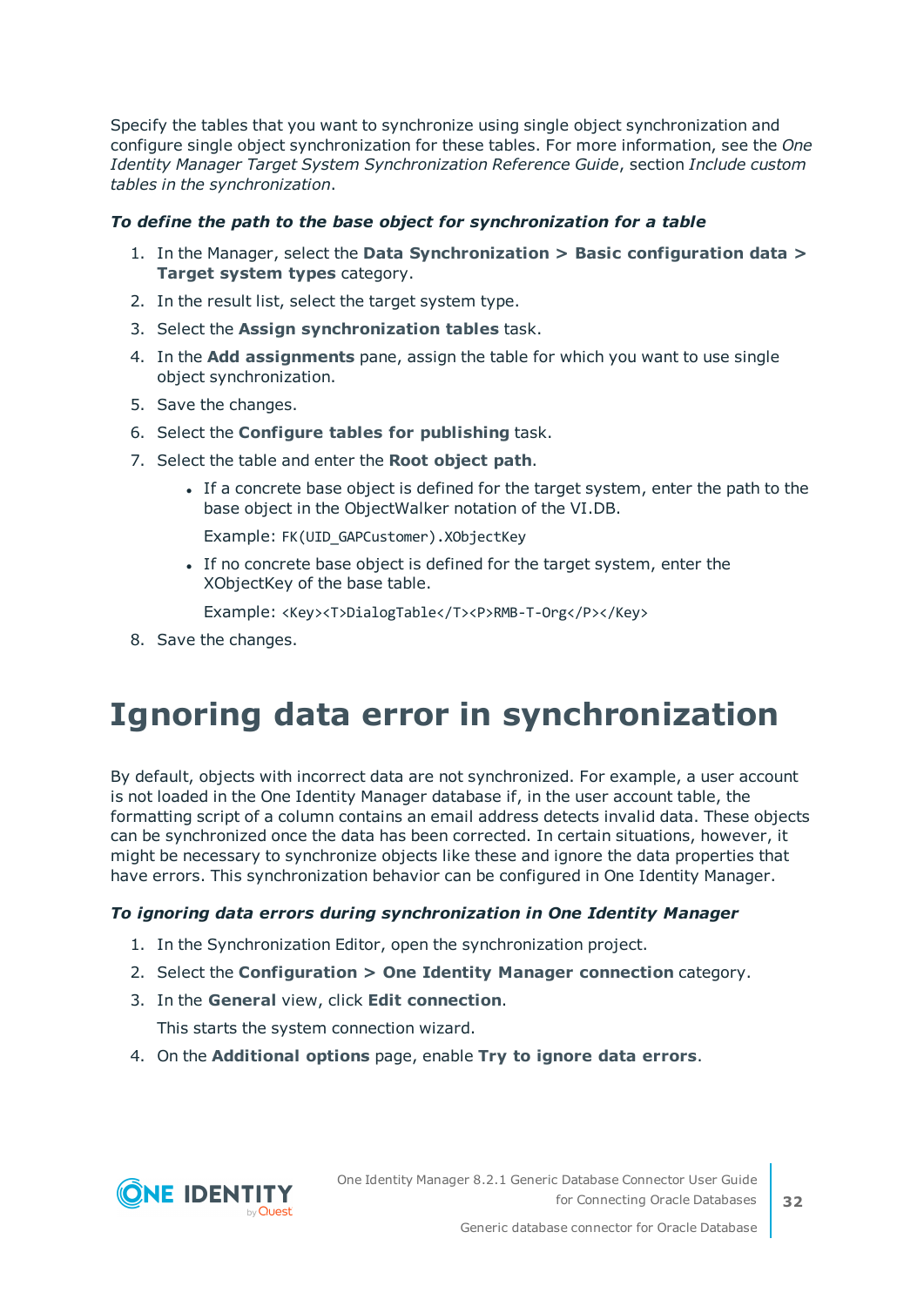Specify the tables that you want to synchronize using single object synchronization and configure single object synchronization for these tables. For more information, see the *One Identity Manager Target System Synchronization Reference Guide*, section *Include custom tables in the synchronization*.

***To define the path to the base object for synchronization for a table***

1. In the Manager, select the **Data Synchronization > Basic configuration data > Target system types** category.
2. In the result list, select the target system type.
3. Select the **Assign synchronization tables** task.
4. In the **Add assignments** pane, assign the table for which you want to use single object synchronization.
5. Save the changes.
6. Select the **Configure tables for publishing** task.
7. Select the table and enter the **Root object path**.
   - If a concrete base object is defined for the target system, enter the path to the base object in the ObjectWalker notation of the VI.DB.

     Example: `FK(UID_GAPCustomer).XObjectKey`
   - If no concrete base object is defined for the target system, enter the XObjectKey of the base table.

     Example: `<Key><T>DialogTable</T><P>RMB-T-Org</P></Key>`
8. Save the changes.

# Ignoring data error in synchronization

By default, objects with incorrect data are not synchronized. For example, a user account is not loaded in the One Identity Manager database if, in the user account table, the formatting script of a column contains an email address detects invalid data. These objects can be synchronized once the data has been corrected. In certain situations, however, it might be necessary to synchronize objects like these and ignore the data properties that have errors. This synchronization behavior can be configured in One Identity Manager.

***To ignoring data errors during synchronization in One Identity Manager***

1. In the Synchronization Editor, open the synchronization project.
2. Select the **Configuration > One Identity Manager connection** category.
3. In the **General** view, click **Edit connection**.

   This starts the system connection wizard.
4. On the **Additional options** page, enable **Try to ignore data errors**.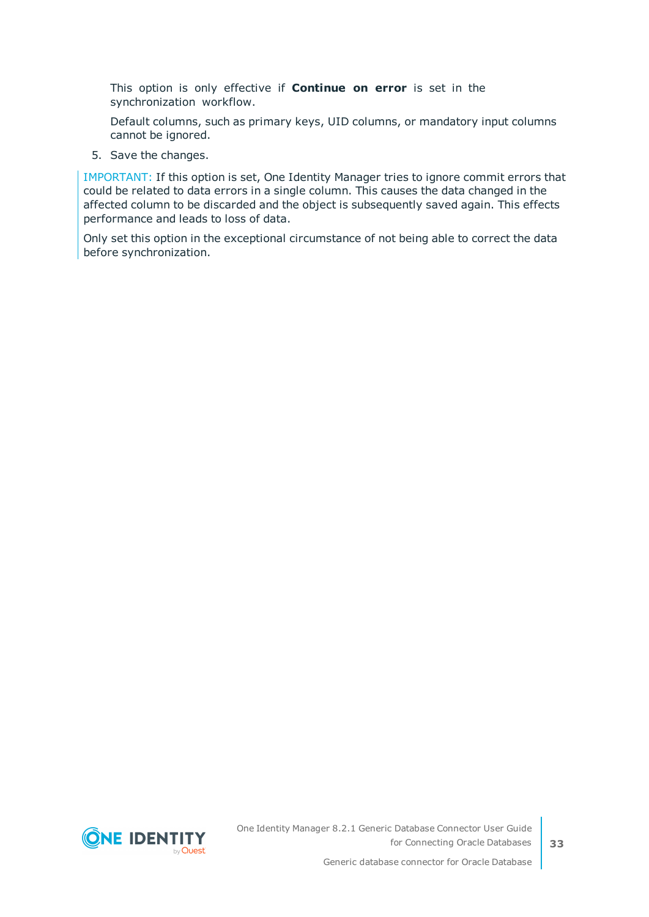This option is only effective if **Continue on error** is set in the synchronization workflow.

Default columns, such as primary keys, UID columns, or mandatory input columns cannot be ignored.

5. Save the changes.

IMPORTANT: If this option is set, One Identity Manager tries to ignore commit errors that could be related to data errors in a single column. This causes the data changed in the affected column to be discarded and the object is subsequently saved again. This effects performance and leads to loss of data.

Only set this option in the exceptional circumstance of not being able to correct the data before synchronization.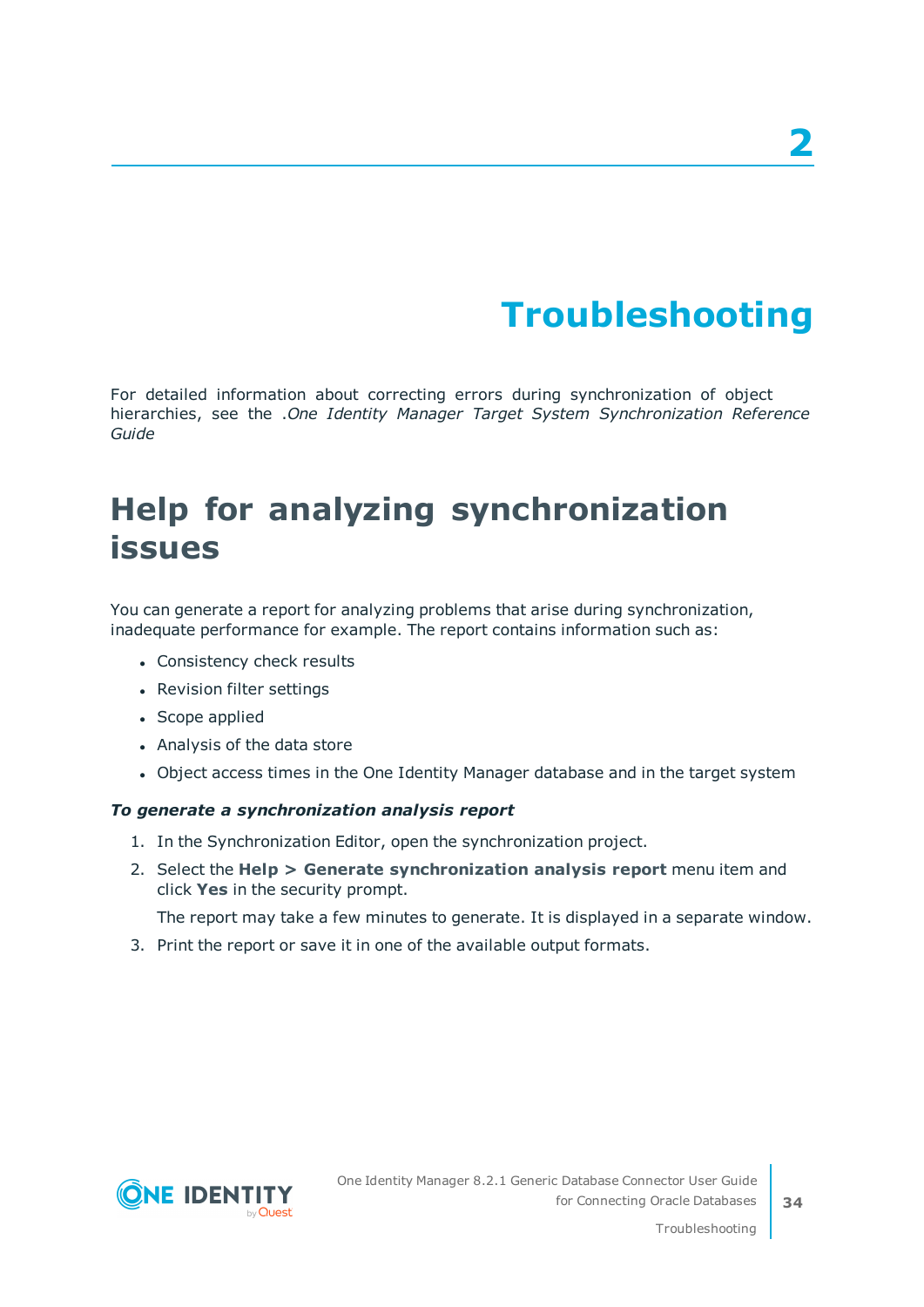# 2

# Troubleshooting

For detailed information about correcting errors during synchronization of object hierarchies, see the .*One Identity Manager Target System Synchronization Reference Guide*

## Help for analyzing synchronization issues

You can generate a report for analyzing problems that arise during synchronization, inadequate performance for example. The report contains information such as:

- Consistency check results
- Revision filter settings
- Scope applied
- Analysis of the data store
- Object access times in the One Identity Manager database and in the target system

***To generate a synchronization analysis report***

1. In the Synchronization Editor, open the synchronization project.
2. Select the **Help > Generate synchronization analysis report** menu item and click **Yes** in the security prompt.

   The report may take a few minutes to generate. It is displayed in a separate window.
3. Print the report or save it in one of the available output formats.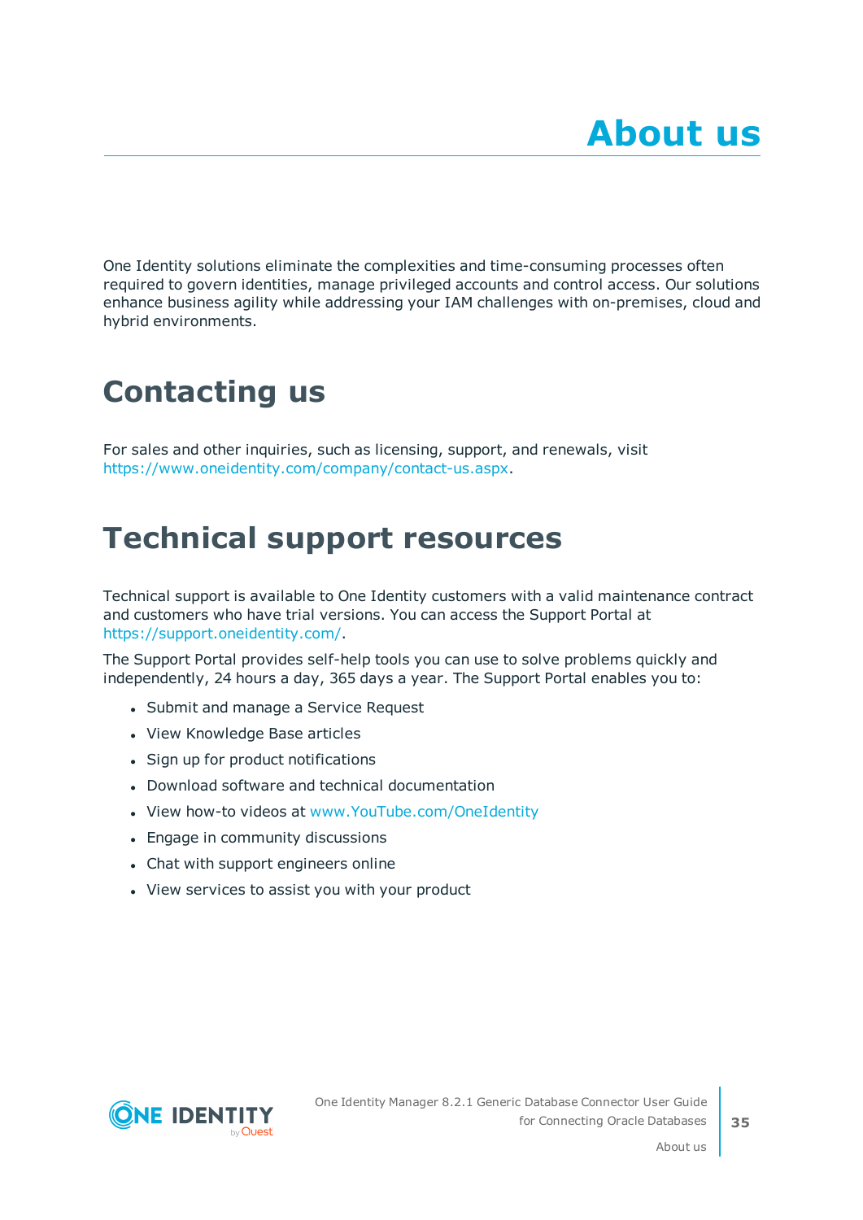# About us

One Identity solutions eliminate the complexities and time-consuming processes often required to govern identities, manage privileged accounts and control access. Our solutions enhance business agility while addressing your IAM challenges with on-premises, cloud and hybrid environments.

## Contacting us

For sales and other inquiries, such as licensing, support, and renewals, visit https://www.oneidentity.com/company/contact-us.aspx.

## Technical support resources

Technical support is available to One Identity customers with a valid maintenance contract and customers who have trial versions. You can access the Support Portal at https://support.oneidentity.com/.

The Support Portal provides self-help tools you can use to solve problems quickly and independently, 24 hours a day, 365 days a year. The Support Portal enables you to:

- Submit and manage a Service Request
- View Knowledge Base articles
- Sign up for product notifications
- Download software and technical documentation
- View how-to videos at www.YouTube.com/OneIdentity
- Engage in community discussions
- Chat with support engineers online
- View services to assist you with your product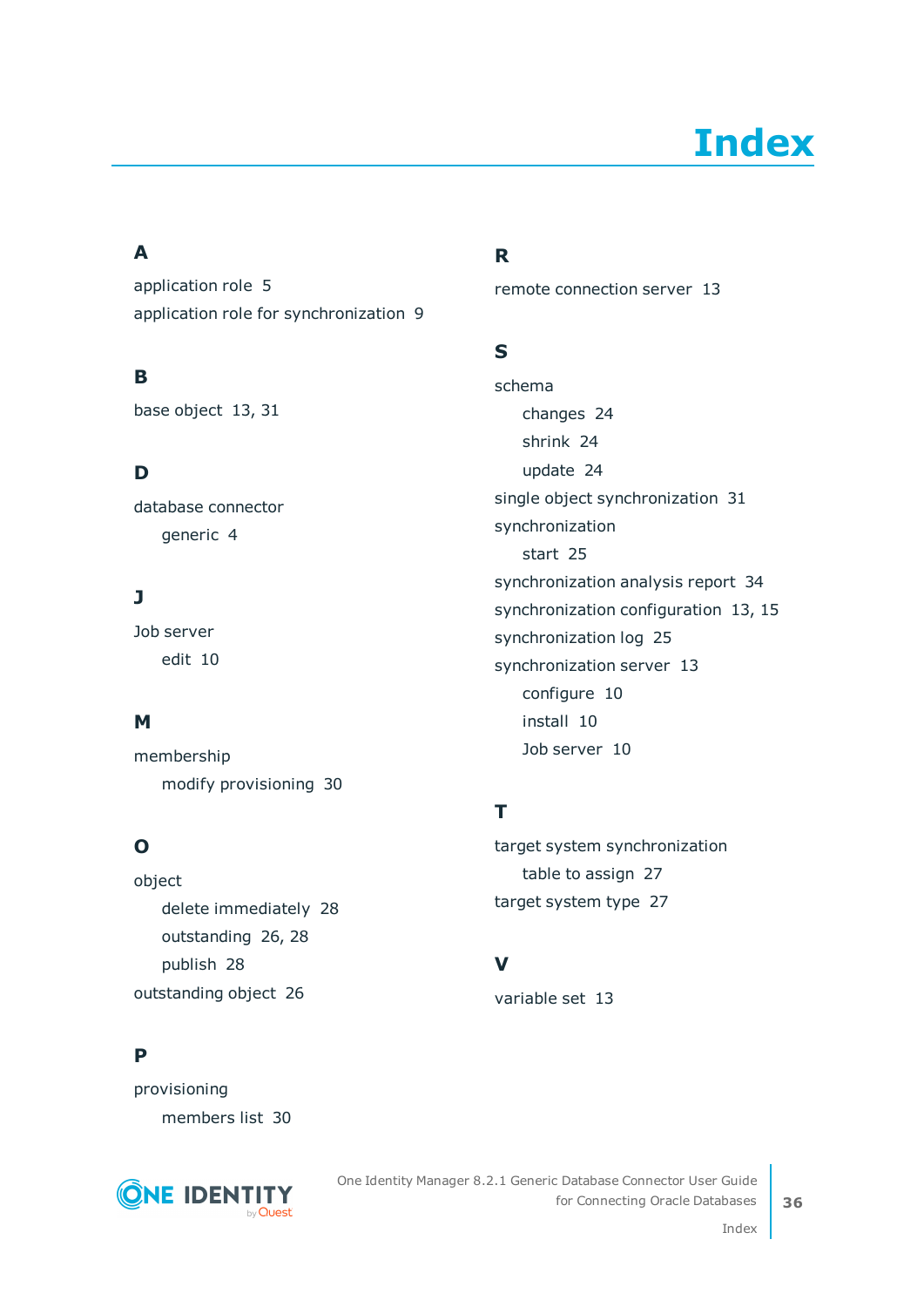# Index

## A

application role 5

application role for synchronization 9

## B

base object 13, 31

## D

database connector

- generic 4

## J

Job server

- edit 10

## M

membership

- modify provisioning 30

## O

object

- delete immediately 28
- outstanding 26, 28
- publish 28

outstanding object 26

## P

provisioning

- members list 30

## R

remote connection server 13

## S

schema

- changes 24
- shrink 24
- update 24

single object synchronization 31

synchronization

- start 25

synchronization analysis report 34

synchronization configuration 13, 15

synchronization log 25

synchronization server 13

- configure 10
- install 10
- Job server 10

## T

target system synchronization

- table to assign 27

target system type 27

## V

variable set 13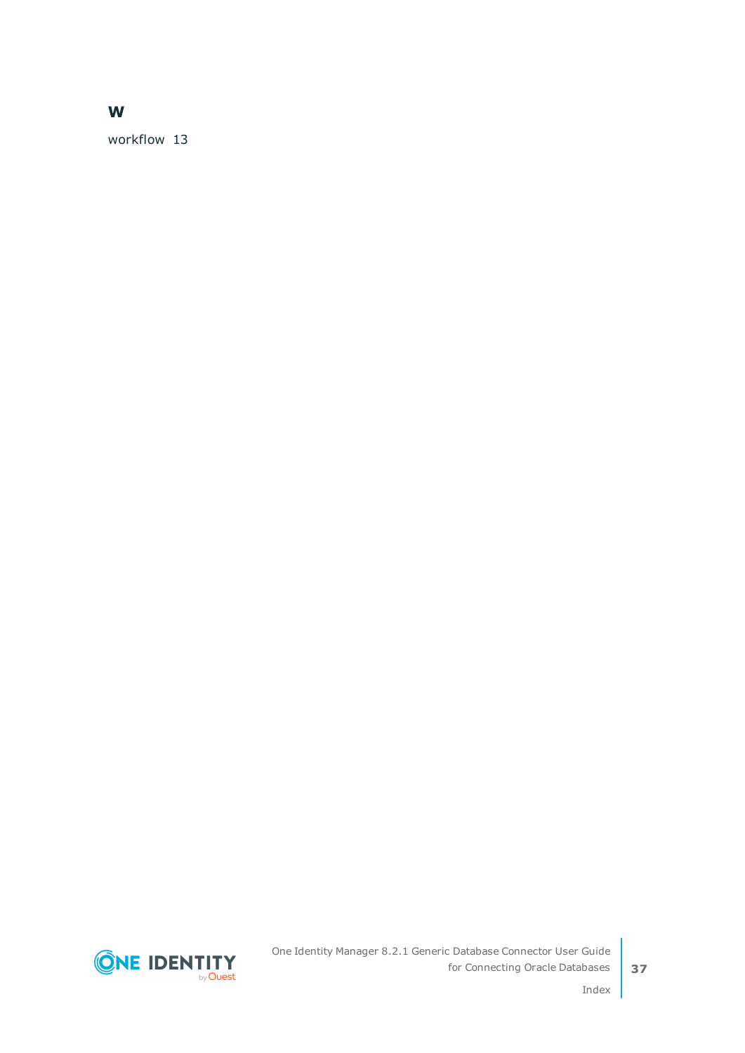## W

workflow 13